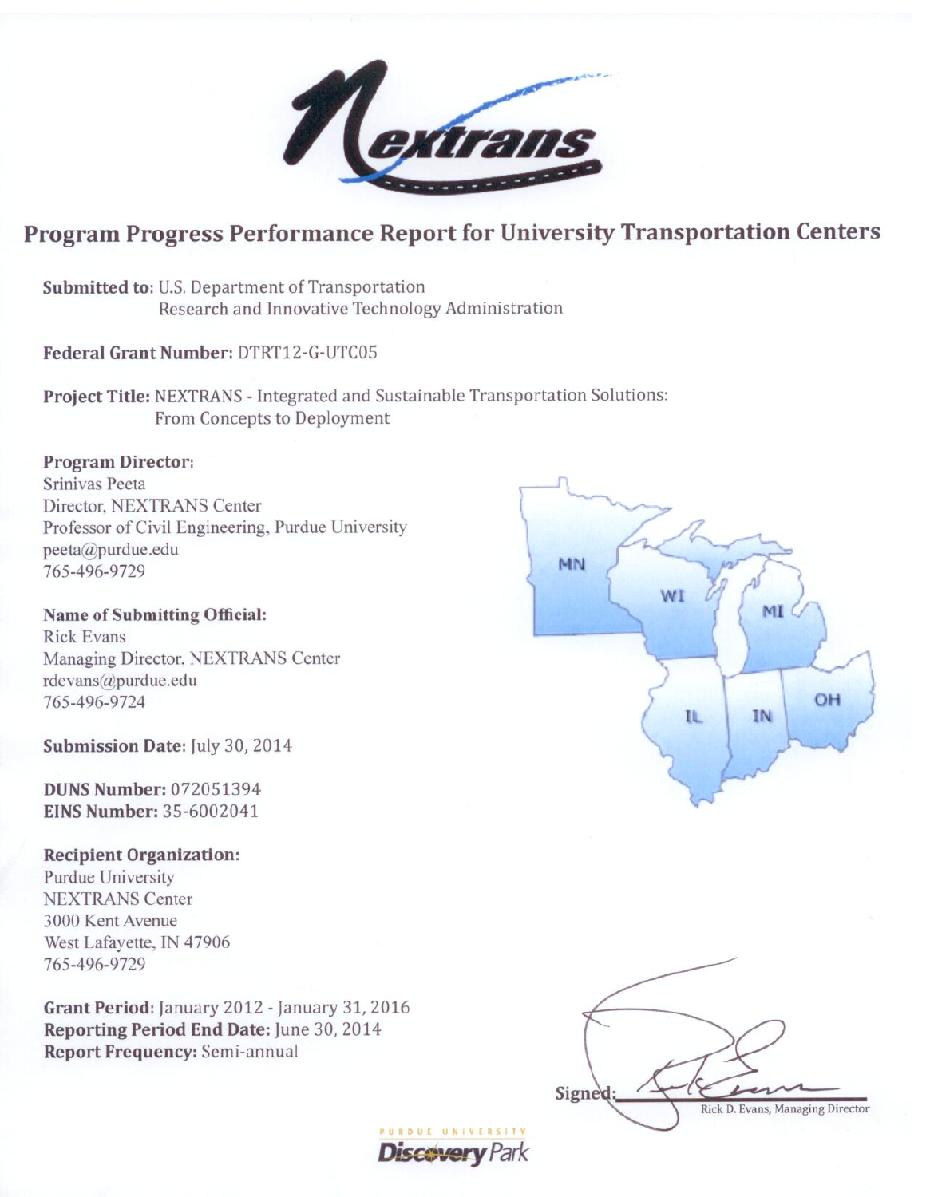# Program Progress Performance Report for University Transportation Centers

**Submitted to:** U.S. Department of Transportation
Research and Innovative Technology Administration

**Federal Grant Number:** DTRT12-G-UTC05

**Project Title:** NEXTRANS - Integrated and Sustainable Transportation Solutions: From Concepts to Deployment

**Program Director:**
Srinivas Peeta
Director, NEXTRANS Center
Professor of Civil Engineering, Purdue University
peeta@purdue.edu
765-496-9729

**Name of Submitting Official:**
Rick Evans
Managing Director, NEXTRANS Center
rdevans@purdue.edu
765-496-9724

**Submission Date:** July 30, 2014

**DUNS Number:** 072051394
**EINS Number:** 35-6002041

**Recipient Organization:**
Purdue University
NEXTRANS Center
3000 Kent Avenue
West Lafayette, IN 47906
765-496-9729

**Grant Period:** January 2012 - January 31, 2016
**Reporting Period End Date:** June 30, 2014
**Report Frequency:** Semi-annual

Signed: ____________________
Rick D. Evans, Managing Director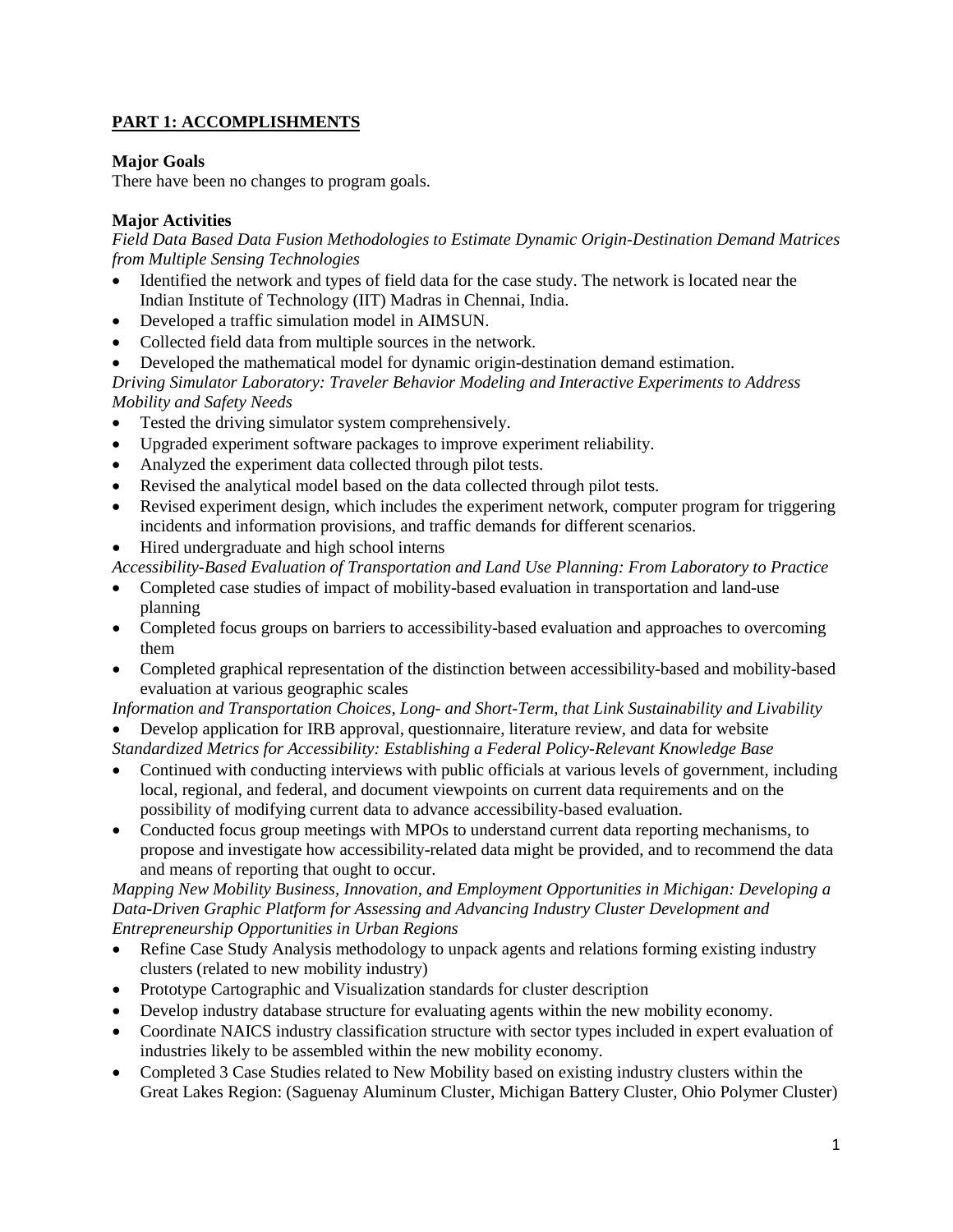## PART 1: ACCOMPLISHMENTS

### Major Goals

There have been no changes to program goals.

### Major Activities

*Field Data Based Data Fusion Methodologies to Estimate Dynamic Origin-Destination Demand Matrices from Multiple Sensing Technologies*

- Identified the network and types of field data for the case study. The network is located near the Indian Institute of Technology (IIT) Madras in Chennai, India.
- Developed a traffic simulation model in AIMSUN.
- Collected field data from multiple sources in the network.
- Developed the mathematical model for dynamic origin-destination demand estimation.

*Driving Simulator Laboratory: Traveler Behavior Modeling and Interactive Experiments to Address Mobility and Safety Needs*

- Tested the driving simulator system comprehensively.
- Upgraded experiment software packages to improve experiment reliability.
- Analyzed the experiment data collected through pilot tests.
- Revised the analytical model based on the data collected through pilot tests.
- Revised experiment design, which includes the experiment network, computer program for triggering incidents and information provisions, and traffic demands for different scenarios.
- Hired undergraduate and high school interns

*Accessibility-Based Evaluation of Transportation and Land Use Planning: From Laboratory to Practice*

- Completed case studies of impact of mobility-based evaluation in transportation and land-use planning
- Completed focus groups on barriers to accessibility-based evaluation and approaches to overcoming them
- Completed graphical representation of the distinction between accessibility-based and mobility-based evaluation at various geographic scales

*Information and Transportation Choices, Long- and Short-Term, that Link Sustainability and Livability*

- Develop application for IRB approval, questionnaire, literature review, and data for website

*Standardized Metrics for Accessibility: Establishing a Federal Policy-Relevant Knowledge Base*

- Continued with conducting interviews with public officials at various levels of government, including local, regional, and federal, and document viewpoints on current data requirements and on the possibility of modifying current data to advance accessibility-based evaluation.
- Conducted focus group meetings with MPOs to understand current data reporting mechanisms, to propose and investigate how accessibility-related data might be provided, and to recommend the data and means of reporting that ought to occur.

*Mapping New Mobility Business, Innovation, and Employment Opportunities in Michigan: Developing a Data-Driven Graphic Platform for Assessing and Advancing Industry Cluster Development and Entrepreneurship Opportunities in Urban Regions*

- Refine Case Study Analysis methodology to unpack agents and relations forming existing industry clusters (related to new mobility industry)
- Prototype Cartographic and Visualization standards for cluster description
- Develop industry database structure for evaluating agents within the new mobility economy.
- Coordinate NAICS industry classification structure with sector types included in expert evaluation of industries likely to be assembled within the new mobility economy.
- Completed 3 Case Studies related to New Mobility based on existing industry clusters within the Great Lakes Region: (Saguenay Aluminum Cluster, Michigan Battery Cluster, Ohio Polymer Cluster)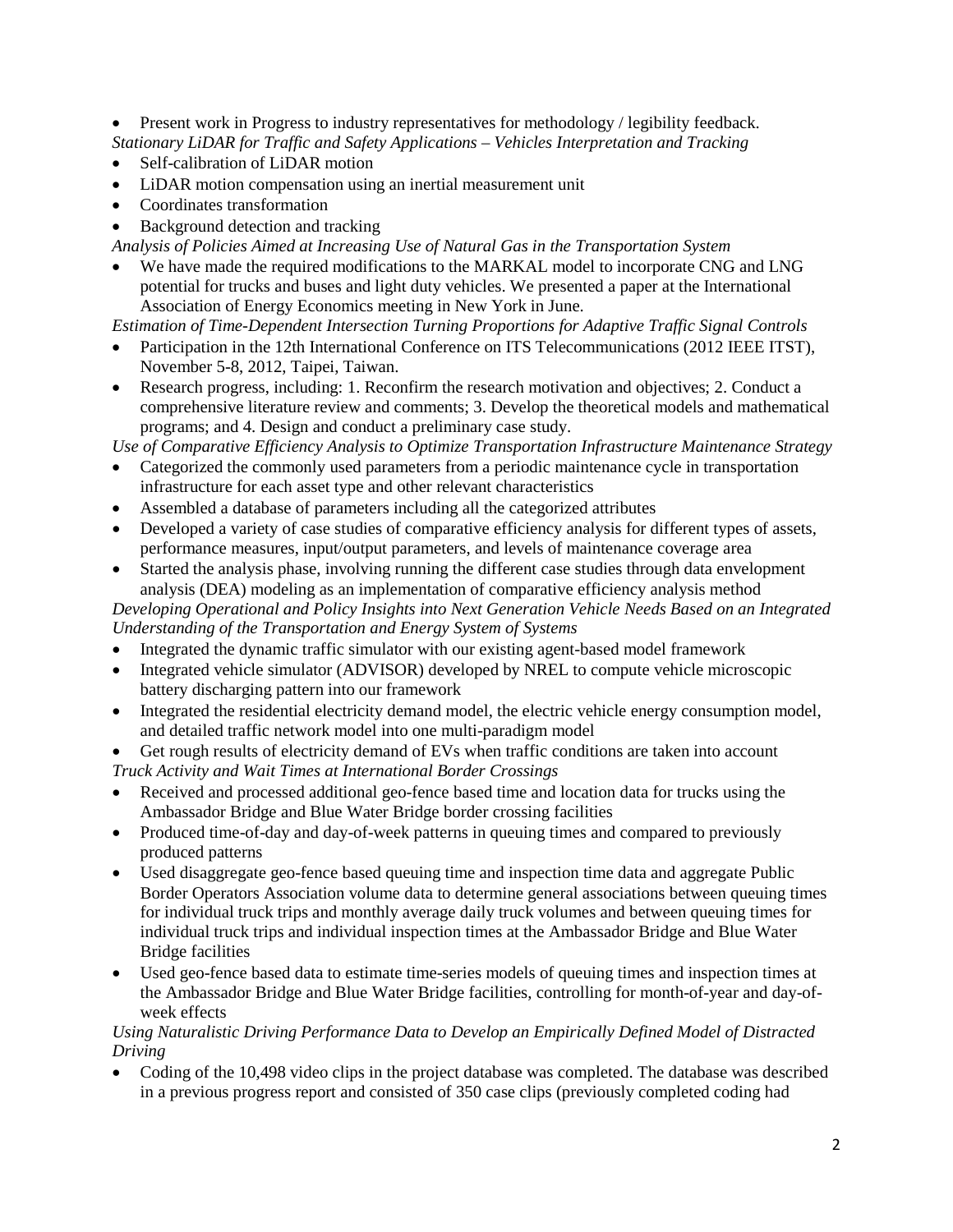- Present work in Progress to industry representatives for methodology / legibility feedback.

*Stationary LiDAR for Traffic and Safety Applications – Vehicles Interpretation and Tracking*

- Self-calibration of LiDAR motion
- LiDAR motion compensation using an inertial measurement unit
- Coordinates transformation
- Background detection and tracking

*Analysis of Policies Aimed at Increasing Use of Natural Gas in the Transportation System*

- We have made the required modifications to the MARKAL model to incorporate CNG and LNG potential for trucks and buses and light duty vehicles. We presented a paper at the International Association of Energy Economics meeting in New York in June.

*Estimation of Time-Dependent Intersection Turning Proportions for Adaptive Traffic Signal Controls*

- Participation in the 12th International Conference on ITS Telecommunications (2012 IEEE ITST), November 5-8, 2012, Taipei, Taiwan.
- Research progress, including: 1. Reconfirm the research motivation and objectives; 2. Conduct a comprehensive literature review and comments; 3. Develop the theoretical models and mathematical programs; and 4. Design and conduct a preliminary case study.

*Use of Comparative Efficiency Analysis to Optimize Transportation Infrastructure Maintenance Strategy*

- Categorized the commonly used parameters from a periodic maintenance cycle in transportation infrastructure for each asset type and other relevant characteristics
- Assembled a database of parameters including all the categorized attributes
- Developed a variety of case studies of comparative efficiency analysis for different types of assets, performance measures, input/output parameters, and levels of maintenance coverage area
- Started the analysis phase, involving running the different case studies through data envelopment analysis (DEA) modeling as an implementation of comparative efficiency analysis method

*Developing Operational and Policy Insights into Next Generation Vehicle Needs Based on an Integrated Understanding of the Transportation and Energy System of Systems*

- Integrated the dynamic traffic simulator with our existing agent-based model framework
- Integrated vehicle simulator (ADVISOR) developed by NREL to compute vehicle microscopic battery discharging pattern into our framework
- Integrated the residential electricity demand model, the electric vehicle energy consumption model, and detailed traffic network model into one multi-paradigm model
- Get rough results of electricity demand of EVs when traffic conditions are taken into account

*Truck Activity and Wait Times at International Border Crossings*

- Received and processed additional geo-fence based time and location data for trucks using the Ambassador Bridge and Blue Water Bridge border crossing facilities
- Produced time-of-day and day-of-week patterns in queuing times and compared to previously produced patterns
- Used disaggregate geo-fence based queuing time and inspection time data and aggregate Public Border Operators Association volume data to determine general associations between queuing times for individual truck trips and monthly average daily truck volumes and between queuing times for individual truck trips and individual inspection times at the Ambassador Bridge and Blue Water Bridge facilities
- Used geo-fence based data to estimate time-series models of queuing times and inspection times at the Ambassador Bridge and Blue Water Bridge facilities, controlling for month-of-year and day-of-week effects

*Using Naturalistic Driving Performance Data to Develop an Empirically Defined Model of Distracted Driving*

- Coding of the 10,498 video clips in the project database was completed. The database was described in a previous progress report and consisted of 350 case clips (previously completed coding had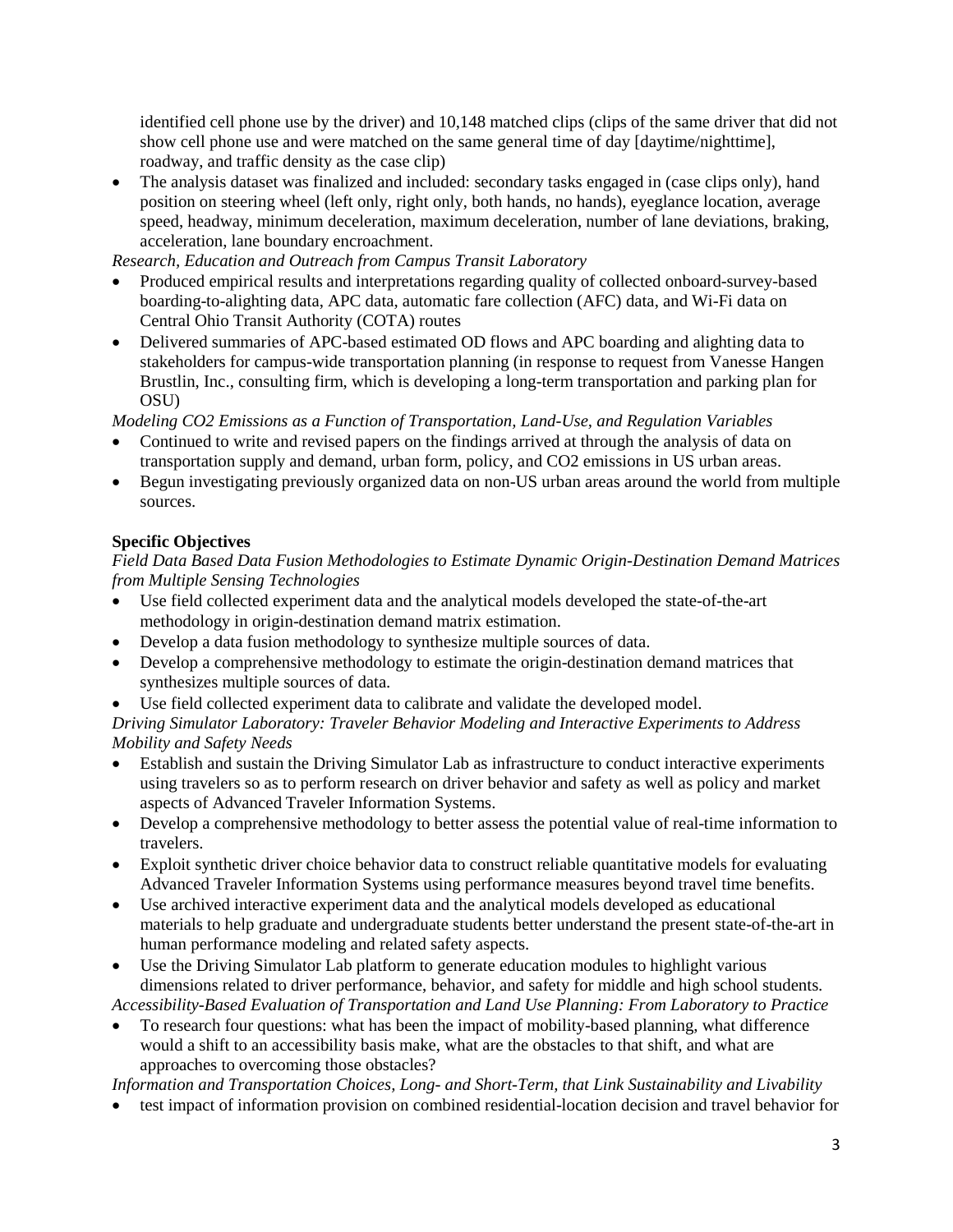identified cell phone use by the driver) and 10,148 matched clips (clips of the same driver that did not show cell phone use and were matched on the same general time of day [daytime/nighttime], roadway, and traffic density as the case clip)

- The analysis dataset was finalized and included: secondary tasks engaged in (case clips only), hand position on steering wheel (left only, right only, both hands, no hands), eyeglance location, average speed, headway, minimum deceleration, maximum deceleration, number of lane deviations, braking, acceleration, lane boundary encroachment.

*Research, Education and Outreach from Campus Transit Laboratory*

- Produced empirical results and interpretations regarding quality of collected onboard-survey-based boarding-to-alighting data, APC data, automatic fare collection (AFC) data, and Wi-Fi data on Central Ohio Transit Authority (COTA) routes
- Delivered summaries of APC-based estimated OD flows and APC boarding and alighting data to stakeholders for campus-wide transportation planning (in response to request from Vanesse Hangen Brustlin, Inc., consulting firm, which is developing a long-term transportation and parking plan for OSU)

*Modeling CO2 Emissions as a Function of Transportation, Land-Use, and Regulation Variables*

- Continued to write and revised papers on the findings arrived at through the analysis of data on transportation supply and demand, urban form, policy, and CO2 emissions in US urban areas.
- Begun investigating previously organized data on non-US urban areas around the world from multiple sources.

**Specific Objectives**

*Field Data Based Data Fusion Methodologies to Estimate Dynamic Origin-Destination Demand Matrices from Multiple Sensing Technologies*

- Use field collected experiment data and the analytical models developed the state-of-the-art methodology in origin-destination demand matrix estimation.
- Develop a data fusion methodology to synthesize multiple sources of data.
- Develop a comprehensive methodology to estimate the origin-destination demand matrices that synthesizes multiple sources of data.
- Use field collected experiment data to calibrate and validate the developed model.

*Driving Simulator Laboratory: Traveler Behavior Modeling and Interactive Experiments to Address Mobility and Safety Needs*

- Establish and sustain the Driving Simulator Lab as infrastructure to conduct interactive experiments using travelers so as to perform research on driver behavior and safety as well as policy and market aspects of Advanced Traveler Information Systems.
- Develop a comprehensive methodology to better assess the potential value of real-time information to travelers.
- Exploit synthetic driver choice behavior data to construct reliable quantitative models for evaluating Advanced Traveler Information Systems using performance measures beyond travel time benefits.
- Use archived interactive experiment data and the analytical models developed as educational materials to help graduate and undergraduate students better understand the present state-of-the-art in human performance modeling and related safety aspects.
- Use the Driving Simulator Lab platform to generate education modules to highlight various dimensions related to driver performance, behavior, and safety for middle and high school students.

*Accessibility-Based Evaluation of Transportation and Land Use Planning: From Laboratory to Practice*

- To research four questions: what has been the impact of mobility-based planning, what difference would a shift to an accessibility basis make, what are the obstacles to that shift, and what are approaches to overcoming those obstacles?

*Information and Transportation Choices, Long- and Short-Term, that Link Sustainability and Livability*

- test impact of information provision on combined residential-location decision and travel behavior for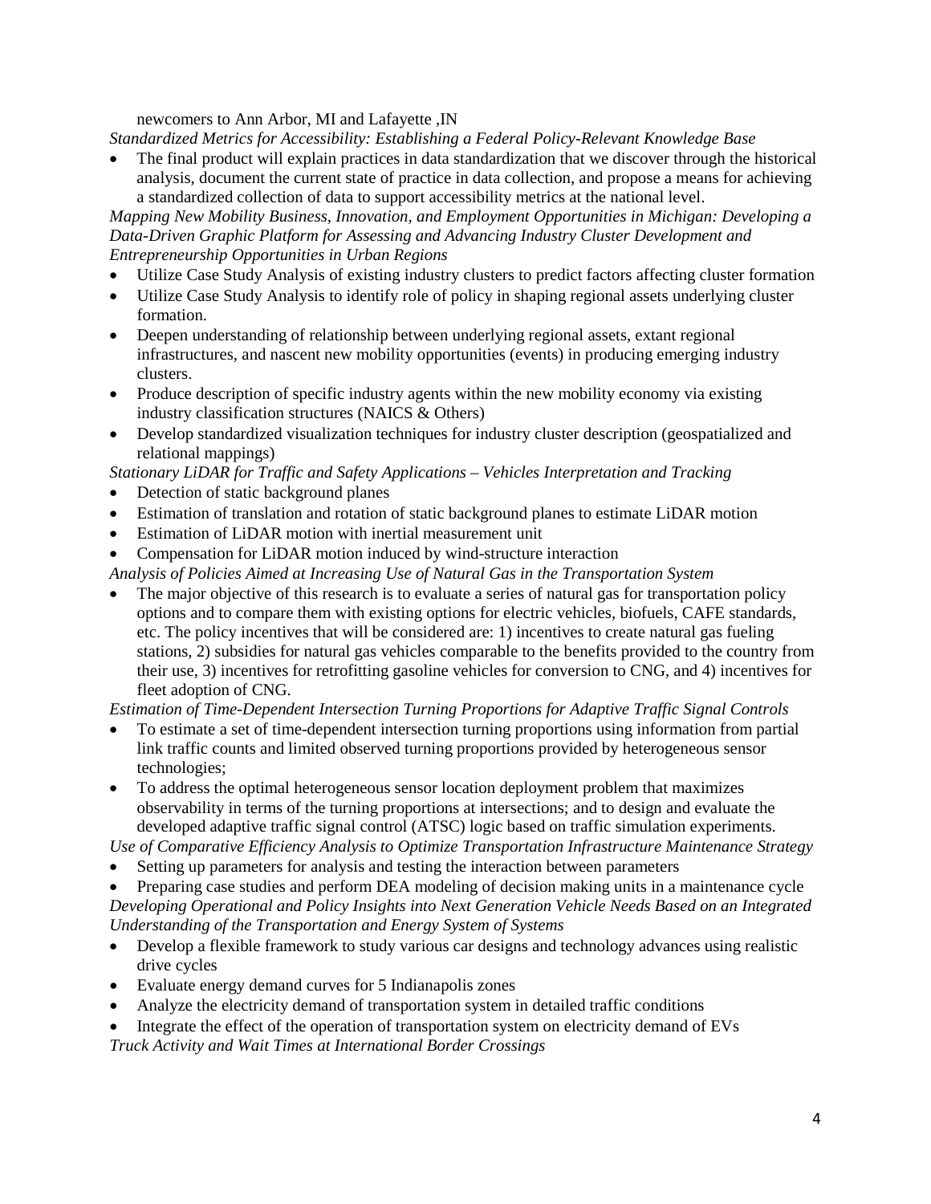newcomers to Ann Arbor, MI and Lafayette ,IN

*Standardized Metrics for Accessibility: Establishing a Federal Policy-Relevant Knowledge Base*

- The final product will explain practices in data standardization that we discover through the historical analysis, document the current state of practice in data collection, and propose a means for achieving a standardized collection of data to support accessibility metrics at the national level.

*Mapping New Mobility Business, Innovation, and Employment Opportunities in Michigan: Developing a Data-Driven Graphic Platform for Assessing and Advancing Industry Cluster Development and Entrepreneurship Opportunities in Urban Regions*

- Utilize Case Study Analysis of existing industry clusters to predict factors affecting cluster formation
- Utilize Case Study Analysis to identify role of policy in shaping regional assets underlying cluster formation.
- Deepen understanding of relationship between underlying regional assets, extant regional infrastructures, and nascent new mobility opportunities (events) in producing emerging industry clusters.
- Produce description of specific industry agents within the new mobility economy via existing industry classification structures (NAICS & Others)
- Develop standardized visualization techniques for industry cluster description (geospatialized and relational mappings)

*Stationary LiDAR for Traffic and Safety Applications – Vehicles Interpretation and Tracking*

- Detection of static background planes
- Estimation of translation and rotation of static background planes to estimate LiDAR motion
- Estimation of LiDAR motion with inertial measurement unit
- Compensation for LiDAR motion induced by wind-structure interaction

*Analysis of Policies Aimed at Increasing Use of Natural Gas in the Transportation System*

- The major objective of this research is to evaluate a series of natural gas for transportation policy options and to compare them with existing options for electric vehicles, biofuels, CAFE standards, etc. The policy incentives that will be considered are: 1) incentives to create natural gas fueling stations, 2) subsidies for natural gas vehicles comparable to the benefits provided to the country from their use, 3) incentives for retrofitting gasoline vehicles for conversion to CNG, and 4) incentives for fleet adoption of CNG.

*Estimation of Time-Dependent Intersection Turning Proportions for Adaptive Traffic Signal Controls*

- To estimate a set of time-dependent intersection turning proportions using information from partial link traffic counts and limited observed turning proportions provided by heterogeneous sensor technologies;
- To address the optimal heterogeneous sensor location deployment problem that maximizes observability in terms of the turning proportions at intersections; and to design and evaluate the developed adaptive traffic signal control (ATSC) logic based on traffic simulation experiments.

*Use of Comparative Efficiency Analysis to Optimize Transportation Infrastructure Maintenance Strategy*

- Setting up parameters for analysis and testing the interaction between parameters
- Preparing case studies and perform DEA modeling of decision making units in a maintenance cycle

*Developing Operational and Policy Insights into Next Generation Vehicle Needs Based on an Integrated Understanding of the Transportation and Energy System of Systems*

- Develop a flexible framework to study various car designs and technology advances using realistic drive cycles
- Evaluate energy demand curves for 5 Indianapolis zones
- Analyze the electricity demand of transportation system in detailed traffic conditions
- Integrate the effect of the operation of transportation system on electricity demand of EVs

*Truck Activity and Wait Times at International Border Crossings*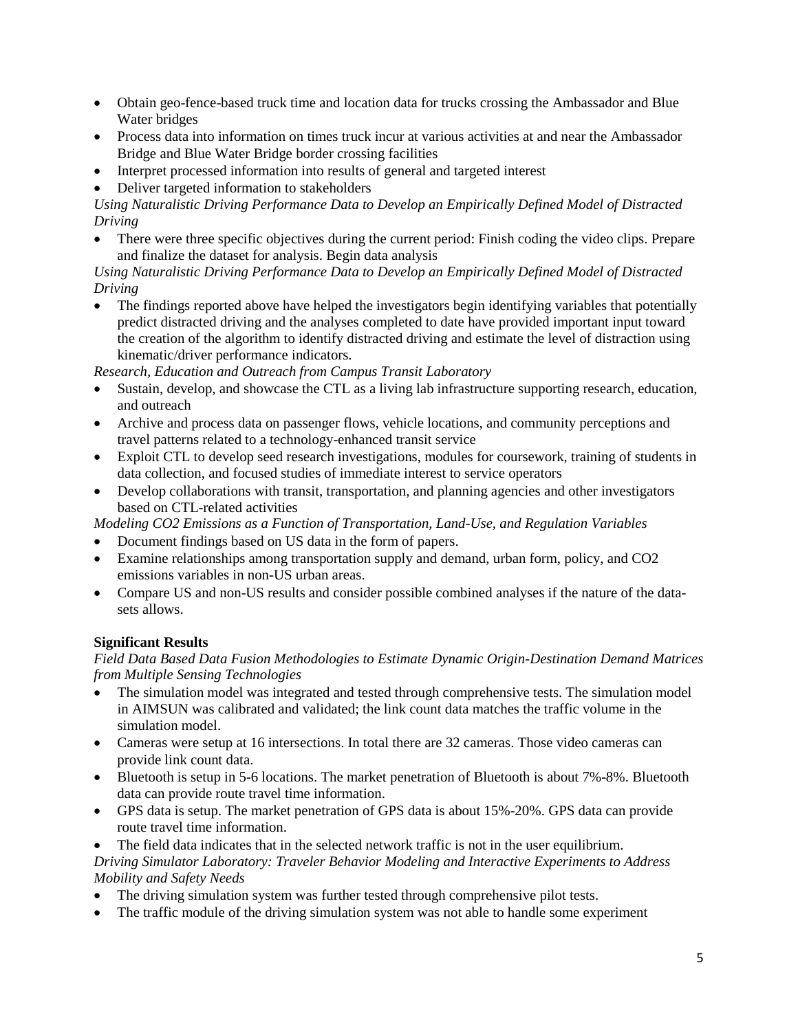- Obtain geo-fence-based truck time and location data for trucks crossing the Ambassador and Blue Water bridges
- Process data into information on times truck incur at various activities at and near the Ambassador Bridge and Blue Water Bridge border crossing facilities
- Interpret processed information into results of general and targeted interest
- Deliver targeted information to stakeholders

*Using Naturalistic Driving Performance Data to Develop an Empirically Defined Model of Distracted Driving*

- There were three specific objectives during the current period: Finish coding the video clips. Prepare and finalize the dataset for analysis. Begin data analysis

*Using Naturalistic Driving Performance Data to Develop an Empirically Defined Model of Distracted Driving*

- The findings reported above have helped the investigators begin identifying variables that potentially predict distracted driving and the analyses completed to date have provided important input toward the creation of the algorithm to identify distracted driving and estimate the level of distraction using kinematic/driver performance indicators.

*Research, Education and Outreach from Campus Transit Laboratory*

- Sustain, develop, and showcase the CTL as a living lab infrastructure supporting research, education, and outreach
- Archive and process data on passenger flows, vehicle locations, and community perceptions and travel patterns related to a technology-enhanced transit service
- Exploit CTL to develop seed research investigations, modules for coursework, training of students in data collection, and focused studies of immediate interest to service operators
- Develop collaborations with transit, transportation, and planning agencies and other investigators based on CTL-related activities

*Modeling CO2 Emissions as a Function of Transportation, Land-Use, and Regulation Variables*

- Document findings based on US data in the form of papers.
- Examine relationships among transportation supply and demand, urban form, policy, and CO2 emissions variables in non-US urban areas.
- Compare US and non-US results and consider possible combined analyses if the nature of the data-sets allows.

**Significant Results**

*Field Data Based Data Fusion Methodologies to Estimate Dynamic Origin-Destination Demand Matrices from Multiple Sensing Technologies*

- The simulation model was integrated and tested through comprehensive tests. The simulation model in AIMSUN was calibrated and validated; the link count data matches the traffic volume in the simulation model.
- Cameras were setup at 16 intersections. In total there are 32 cameras. Those video cameras can provide link count data.
- Bluetooth is setup in 5-6 locations. The market penetration of Bluetooth is about 7%-8%. Bluetooth data can provide route travel time information.
- GPS data is setup. The market penetration of GPS data is about 15%-20%. GPS data can provide route travel time information.
- The field data indicates that in the selected network traffic is not in the user equilibrium.

*Driving Simulator Laboratory: Traveler Behavior Modeling and Interactive Experiments to Address Mobility and Safety Needs*

- The driving simulation system was further tested through comprehensive pilot tests.
- The traffic module of the driving simulation system was not able to handle some experiment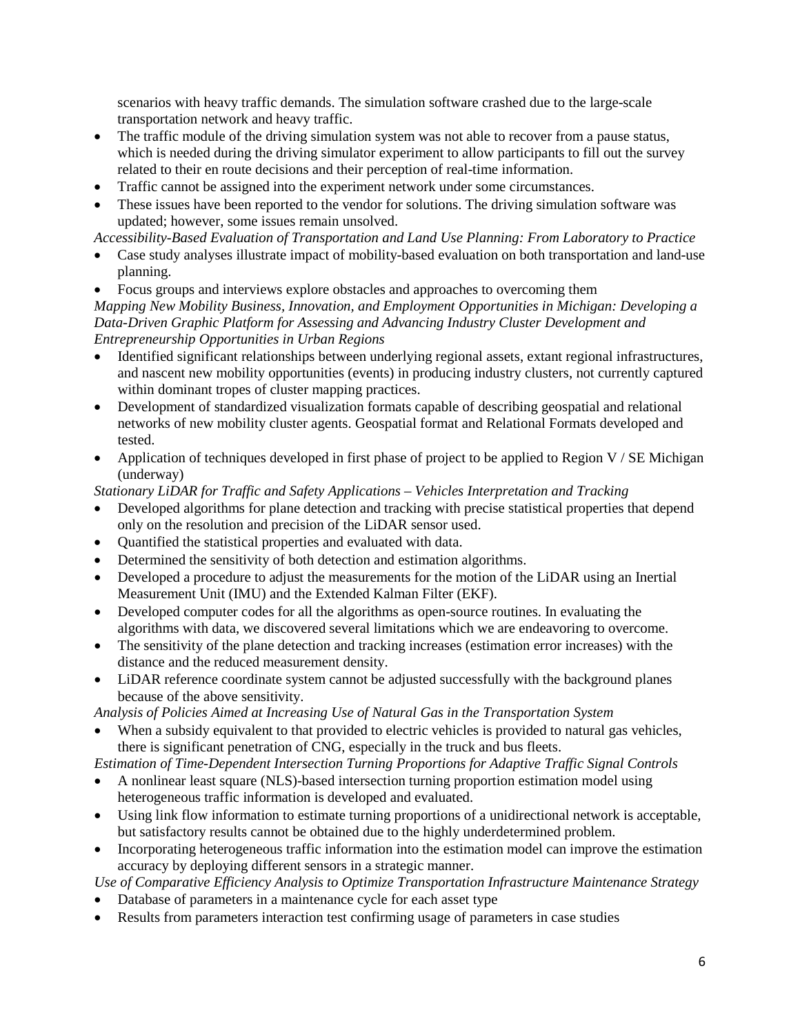scenarios with heavy traffic demands. The simulation software crashed due to the large-scale transportation network and heavy traffic.

- The traffic module of the driving simulation system was not able to recover from a pause status, which is needed during the driving simulator experiment to allow participants to fill out the survey related to their en route decisions and their perception of real-time information.
- Traffic cannot be assigned into the experiment network under some circumstances.
- These issues have been reported to the vendor for solutions. The driving simulation software was updated; however, some issues remain unsolved.

*Accessibility-Based Evaluation of Transportation and Land Use Planning: From Laboratory to Practice*

- Case study analyses illustrate impact of mobility-based evaluation on both transportation and land-use planning.
- Focus groups and interviews explore obstacles and approaches to overcoming them

*Mapping New Mobility Business, Innovation, and Employment Opportunities in Michigan: Developing a Data-Driven Graphic Platform for Assessing and Advancing Industry Cluster Development and Entrepreneurship Opportunities in Urban Regions*

- Identified significant relationships between underlying regional assets, extant regional infrastructures, and nascent new mobility opportunities (events) in producing industry clusters, not currently captured within dominant tropes of cluster mapping practices.
- Development of standardized visualization formats capable of describing geospatial and relational networks of new mobility cluster agents. Geospatial format and Relational Formats developed and tested.
- Application of techniques developed in first phase of project to be applied to Region V / SE Michigan (underway)

*Stationary LiDAR for Traffic and Safety Applications – Vehicles Interpretation and Tracking*

- Developed algorithms for plane detection and tracking with precise statistical properties that depend only on the resolution and precision of the LiDAR sensor used.
- Quantified the statistical properties and evaluated with data.
- Determined the sensitivity of both detection and estimation algorithms.
- Developed a procedure to adjust the measurements for the motion of the LiDAR using an Inertial Measurement Unit (IMU) and the Extended Kalman Filter (EKF).
- Developed computer codes for all the algorithms as open-source routines. In evaluating the algorithms with data, we discovered several limitations which we are endeavoring to overcome.
- The sensitivity of the plane detection and tracking increases (estimation error increases) with the distance and the reduced measurement density.
- LiDAR reference coordinate system cannot be adjusted successfully with the background planes because of the above sensitivity.

*Analysis of Policies Aimed at Increasing Use of Natural Gas in the Transportation System*

- When a subsidy equivalent to that provided to electric vehicles is provided to natural gas vehicles, there is significant penetration of CNG, especially in the truck and bus fleets.

*Estimation of Time-Dependent Intersection Turning Proportions for Adaptive Traffic Signal Controls*

- A nonlinear least square (NLS)-based intersection turning proportion estimation model using heterogeneous traffic information is developed and evaluated.
- Using link flow information to estimate turning proportions of a unidirectional network is acceptable, but satisfactory results cannot be obtained due to the highly underdetermined problem.
- Incorporating heterogeneous traffic information into the estimation model can improve the estimation accuracy by deploying different sensors in a strategic manner.

*Use of Comparative Efficiency Analysis to Optimize Transportation Infrastructure Maintenance Strategy*

- Database of parameters in a maintenance cycle for each asset type
- Results from parameters interaction test confirming usage of parameters in case studies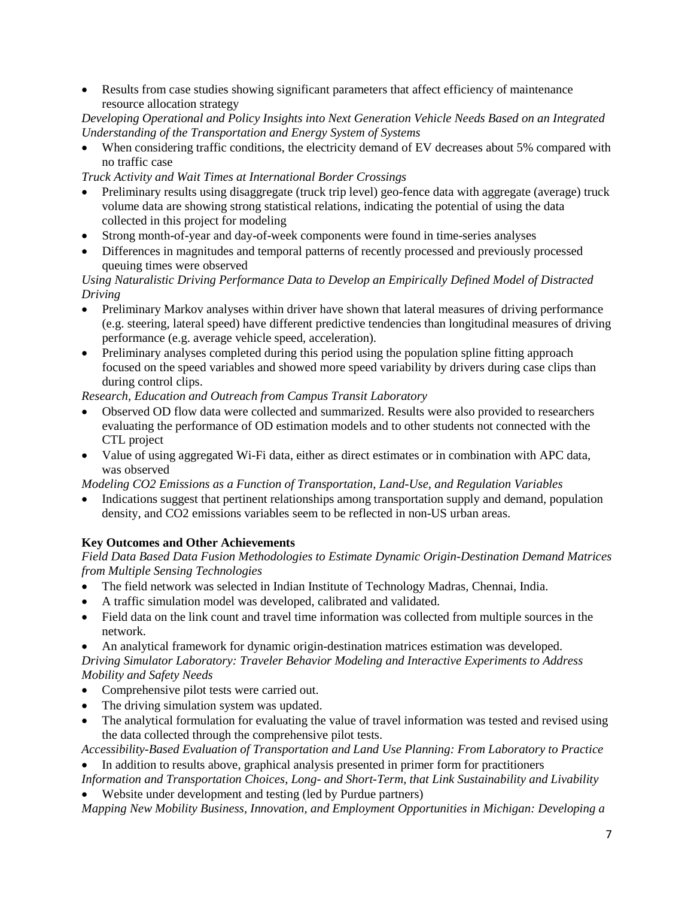- Results from case studies showing significant parameters that affect efficiency of maintenance resource allocation strategy

*Developing Operational and Policy Insights into Next Generation Vehicle Needs Based on an Integrated Understanding of the Transportation and Energy System of Systems*

- When considering traffic conditions, the electricity demand of EV decreases about 5% compared with no traffic case

*Truck Activity and Wait Times at International Border Crossings*

- Preliminary results using disaggregate (truck trip level) geo-fence data with aggregate (average) truck volume data are showing strong statistical relations, indicating the potential of using the data collected in this project for modeling
- Strong month-of-year and day-of-week components were found in time-series analyses
- Differences in magnitudes and temporal patterns of recently processed and previously processed queuing times were observed

*Using Naturalistic Driving Performance Data to Develop an Empirically Defined Model of Distracted Driving*

- Preliminary Markov analyses within driver have shown that lateral measures of driving performance (e.g. steering, lateral speed) have different predictive tendencies than longitudinal measures of driving performance (e.g. average vehicle speed, acceleration).
- Preliminary analyses completed during this period using the population spline fitting approach focused on the speed variables and showed more speed variability by drivers during case clips than during control clips.

*Research, Education and Outreach from Campus Transit Laboratory*

- Observed OD flow data were collected and summarized. Results were also provided to researchers evaluating the performance of OD estimation models and to other students not connected with the CTL project
- Value of using aggregated Wi-Fi data, either as direct estimates or in combination with APC data, was observed

*Modeling CO2 Emissions as a Function of Transportation, Land-Use, and Regulation Variables*

- Indications suggest that pertinent relationships among transportation supply and demand, population density, and CO2 emissions variables seem to be reflected in non-US urban areas.

**Key Outcomes and Other Achievements**

*Field Data Based Data Fusion Methodologies to Estimate Dynamic Origin-Destination Demand Matrices from Multiple Sensing Technologies*

- The field network was selected in Indian Institute of Technology Madras, Chennai, India.
- A traffic simulation model was developed, calibrated and validated.
- Field data on the link count and travel time information was collected from multiple sources in the network.
- An analytical framework for dynamic origin-destination matrices estimation was developed.

*Driving Simulator Laboratory: Traveler Behavior Modeling and Interactive Experiments to Address Mobility and Safety Needs*

- Comprehensive pilot tests were carried out.
- The driving simulation system was updated.
- The analytical formulation for evaluating the value of travel information was tested and revised using the data collected through the comprehensive pilot tests.

*Accessibility-Based Evaluation of Transportation and Land Use Planning: From Laboratory to Practice*

- In addition to results above, graphical analysis presented in primer form for practitioners

*Information and Transportation Choices, Long- and Short-Term, that Link Sustainability and Livability*

- Website under development and testing (led by Purdue partners)

*Mapping New Mobility Business, Innovation, and Employment Opportunities in Michigan: Developing a*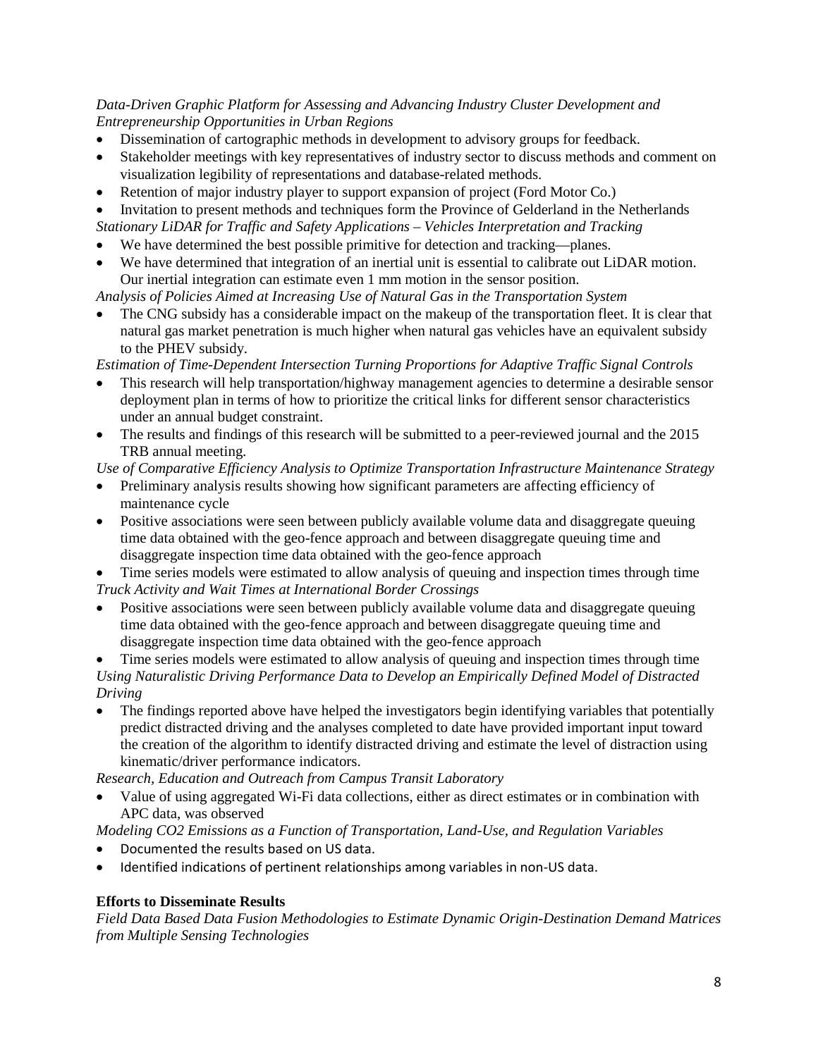*Data-Driven Graphic Platform for Assessing and Advancing Industry Cluster Development and Entrepreneurship Opportunities in Urban Regions*

- Dissemination of cartographic methods in development to advisory groups for feedback.
- Stakeholder meetings with key representatives of industry sector to discuss methods and comment on visualization legibility of representations and database-related methods.
- Retention of major industry player to support expansion of project (Ford Motor Co.)
- Invitation to present methods and techniques form the Province of Gelderland in the Netherlands

*Stationary LiDAR for Traffic and Safety Applications – Vehicles Interpretation and Tracking*

- We have determined the best possible primitive for detection and tracking—planes.
- We have determined that integration of an inertial unit is essential to calibrate out LiDAR motion. Our inertial integration can estimate even 1 mm motion in the sensor position.

*Analysis of Policies Aimed at Increasing Use of Natural Gas in the Transportation System*

- The CNG subsidy has a considerable impact on the makeup of the transportation fleet. It is clear that natural gas market penetration is much higher when natural gas vehicles have an equivalent subsidy to the PHEV subsidy.

*Estimation of Time-Dependent Intersection Turning Proportions for Adaptive Traffic Signal Controls*

- This research will help transportation/highway management agencies to determine a desirable sensor deployment plan in terms of how to prioritize the critical links for different sensor characteristics under an annual budget constraint.
- The results and findings of this research will be submitted to a peer-reviewed journal and the 2015 TRB annual meeting.

*Use of Comparative Efficiency Analysis to Optimize Transportation Infrastructure Maintenance Strategy*

- Preliminary analysis results showing how significant parameters are affecting efficiency of maintenance cycle
- Positive associations were seen between publicly available volume data and disaggregate queuing time data obtained with the geo-fence approach and between disaggregate queuing time and disaggregate inspection time data obtained with the geo-fence approach
- Time series models were estimated to allow analysis of queuing and inspection times through time

*Truck Activity and Wait Times at International Border Crossings*

- Positive associations were seen between publicly available volume data and disaggregate queuing time data obtained with the geo-fence approach and between disaggregate queuing time and disaggregate inspection time data obtained with the geo-fence approach
- Time series models were estimated to allow analysis of queuing and inspection times through time

*Using Naturalistic Driving Performance Data to Develop an Empirically Defined Model of Distracted Driving*

- The findings reported above have helped the investigators begin identifying variables that potentially predict distracted driving and the analyses completed to date have provided important input toward the creation of the algorithm to identify distracted driving and estimate the level of distraction using kinematic/driver performance indicators.

*Research, Education and Outreach from Campus Transit Laboratory*

- Value of using aggregated Wi-Fi data collections, either as direct estimates or in combination with APC data, was observed

*Modeling CO2 Emissions as a Function of Transportation, Land-Use, and Regulation Variables*

- Documented the results based on US data.
- Identified indications of pertinent relationships among variables in non-US data.

**Efforts to Disseminate Results**

*Field Data Based Data Fusion Methodologies to Estimate Dynamic Origin-Destination Demand Matrices from Multiple Sensing Technologies*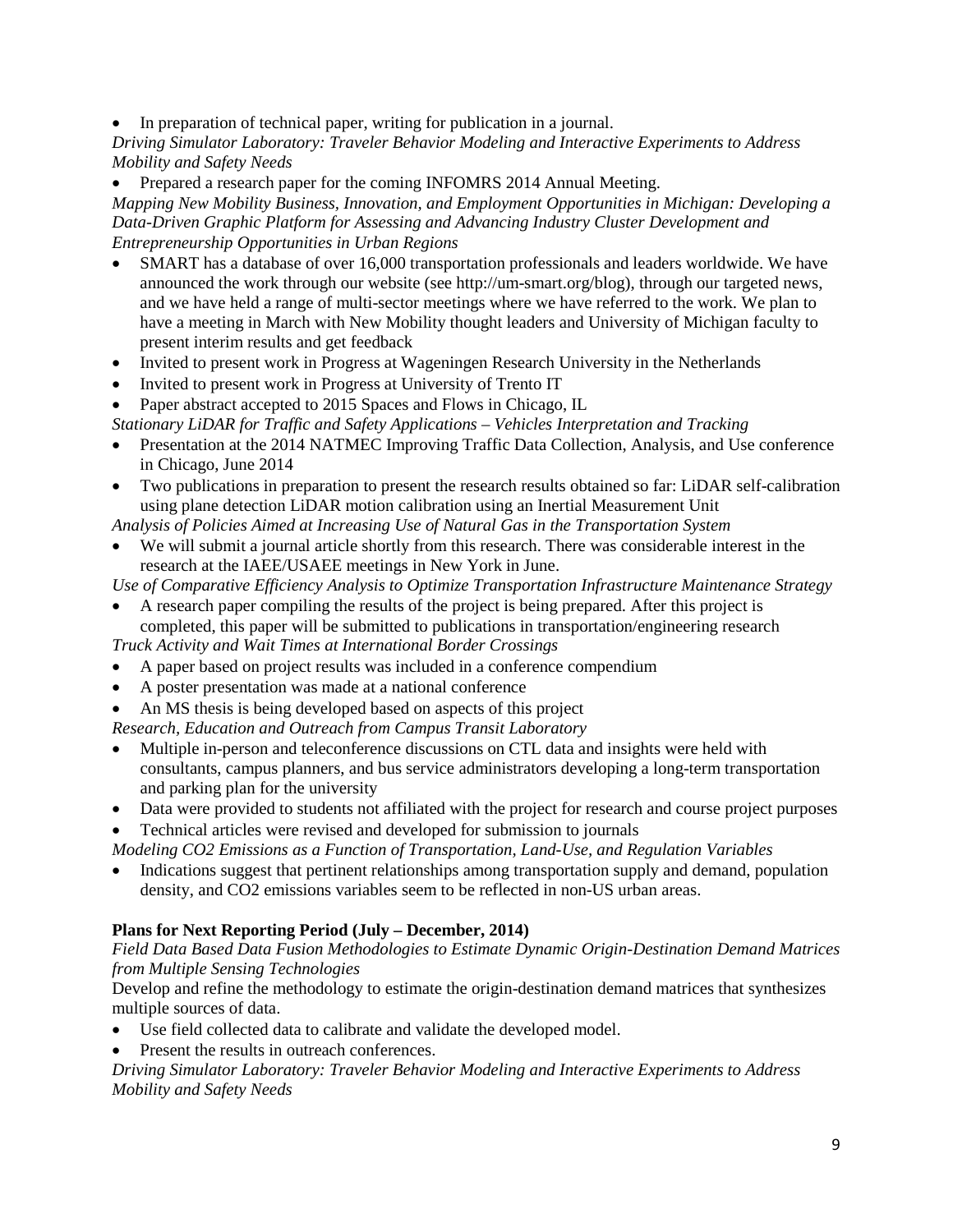- In preparation of technical paper, writing for publication in a journal.

*Driving Simulator Laboratory: Traveler Behavior Modeling and Interactive Experiments to Address Mobility and Safety Needs*

- Prepared a research paper for the coming INFOMRS 2014 Annual Meeting.

*Mapping New Mobility Business, Innovation, and Employment Opportunities in Michigan: Developing a Data-Driven Graphic Platform for Assessing and Advancing Industry Cluster Development and Entrepreneurship Opportunities in Urban Regions*

- SMART has a database of over 16,000 transportation professionals and leaders worldwide. We have announced the work through our website (see http://um-smart.org/blog), through our targeted news, and we have held a range of multi-sector meetings where we have referred to the work. We plan to have a meeting in March with New Mobility thought leaders and University of Michigan faculty to present interim results and get feedback
- Invited to present work in Progress at Wageningen Research University in the Netherlands
- Invited to present work in Progress at University of Trento IT
- Paper abstract accepted to 2015 Spaces and Flows in Chicago, IL

*Stationary LiDAR for Traffic and Safety Applications – Vehicles Interpretation and Tracking*

- Presentation at the 2014 NATMEC Improving Traffic Data Collection, Analysis, and Use conference in Chicago, June 2014
- Two publications in preparation to present the research results obtained so far: LiDAR self-calibration using plane detection LiDAR motion calibration using an Inertial Measurement Unit

*Analysis of Policies Aimed at Increasing Use of Natural Gas in the Transportation System*

- We will submit a journal article shortly from this research. There was considerable interest in the research at the IAEE/USAEE meetings in New York in June.

*Use of Comparative Efficiency Analysis to Optimize Transportation Infrastructure Maintenance Strategy*

- A research paper compiling the results of the project is being prepared. After this project is completed, this paper will be submitted to publications in transportation/engineering research

*Truck Activity and Wait Times at International Border Crossings*

- A paper based on project results was included in a conference compendium
- A poster presentation was made at a national conference
- An MS thesis is being developed based on aspects of this project

*Research, Education and Outreach from Campus Transit Laboratory*

- Multiple in-person and teleconference discussions on CTL data and insights were held with consultants, campus planners, and bus service administrators developing a long-term transportation and parking plan for the university
- Data were provided to students not affiliated with the project for research and course project purposes
- Technical articles were revised and developed for submission to journals

*Modeling CO2 Emissions as a Function of Transportation, Land-Use, and Regulation Variables*

- Indications suggest that pertinent relationships among transportation supply and demand, population density, and CO2 emissions variables seem to be reflected in non-US urban areas.

**Plans for Next Reporting Period (July – December, 2014)**

*Field Data Based Data Fusion Methodologies to Estimate Dynamic Origin-Destination Demand Matrices from Multiple Sensing Technologies*

Develop and refine the methodology to estimate the origin-destination demand matrices that synthesizes multiple sources of data.

- Use field collected data to calibrate and validate the developed model.
- Present the results in outreach conferences.

*Driving Simulator Laboratory: Traveler Behavior Modeling and Interactive Experiments to Address Mobility and Safety Needs*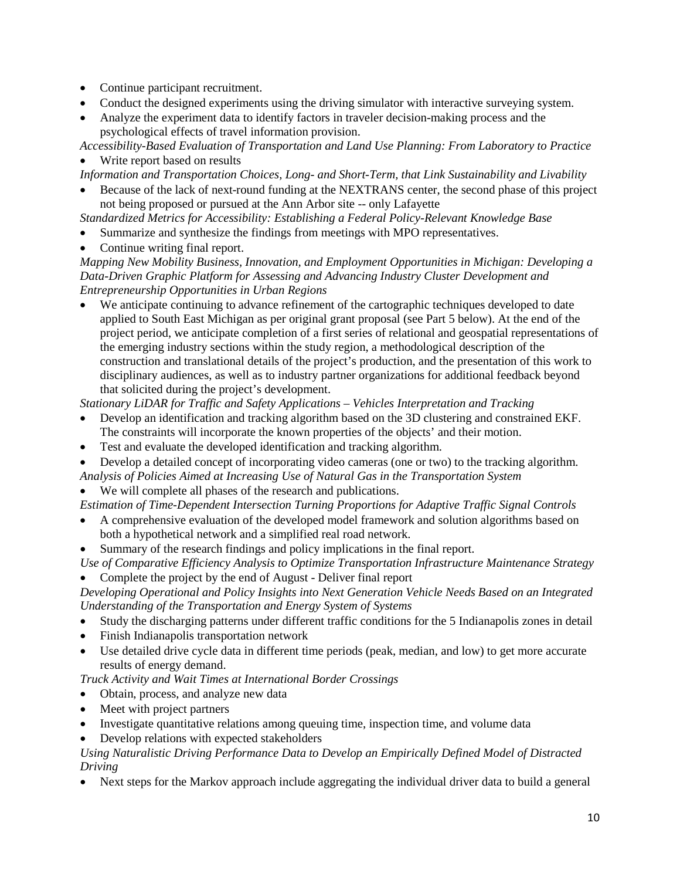- Continue participant recruitment.
- Conduct the designed experiments using the driving simulator with interactive surveying system.
- Analyze the experiment data to identify factors in traveler decision-making process and the psychological effects of travel information provision.

*Accessibility-Based Evaluation of Transportation and Land Use Planning: From Laboratory to Practice*

- Write report based on results

*Information and Transportation Choices, Long- and Short-Term, that Link Sustainability and Livability*

- Because of the lack of next-round funding at the NEXTRANS center, the second phase of this project not being proposed or pursued at the Ann Arbor site -- only Lafayette

*Standardized Metrics for Accessibility: Establishing a Federal Policy-Relevant Knowledge Base*

- Summarize and synthesize the findings from meetings with MPO representatives.
- Continue writing final report.

*Mapping New Mobility Business, Innovation, and Employment Opportunities in Michigan: Developing a Data-Driven Graphic Platform for Assessing and Advancing Industry Cluster Development and Entrepreneurship Opportunities in Urban Regions*

- We anticipate continuing to advance refinement of the cartographic techniques developed to date applied to South East Michigan as per original grant proposal (see Part 5 below). At the end of the project period, we anticipate completion of a first series of relational and geospatial representations of the emerging industry sections within the study region, a methodological description of the construction and translational details of the project's production, and the presentation of this work to disciplinary audiences, as well as to industry partner organizations for additional feedback beyond that solicited during the project's development.

*Stationary LiDAR for Traffic and Safety Applications – Vehicles Interpretation and Tracking*

- Develop an identification and tracking algorithm based on the 3D clustering and constrained EKF. The constraints will incorporate the known properties of the objects' and their motion.
- Test and evaluate the developed identification and tracking algorithm.
- Develop a detailed concept of incorporating video cameras (one or two) to the tracking algorithm.

*Analysis of Policies Aimed at Increasing Use of Natural Gas in the Transportation System*

- We will complete all phases of the research and publications.

*Estimation of Time-Dependent Intersection Turning Proportions for Adaptive Traffic Signal Controls*

- A comprehensive evaluation of the developed model framework and solution algorithms based on both a hypothetical network and a simplified real road network.
- Summary of the research findings and policy implications in the final report.

*Use of Comparative Efficiency Analysis to Optimize Transportation Infrastructure Maintenance Strategy*

- Complete the project by the end of August - Deliver final report

*Developing Operational and Policy Insights into Next Generation Vehicle Needs Based on an Integrated Understanding of the Transportation and Energy System of Systems*

- Study the discharging patterns under different traffic conditions for the 5 Indianapolis zones in detail
- Finish Indianapolis transportation network
- Use detailed drive cycle data in different time periods (peak, median, and low) to get more accurate results of energy demand.

*Truck Activity and Wait Times at International Border Crossings*

- Obtain, process, and analyze new data
- Meet with project partners
- Investigate quantitative relations among queuing time, inspection time, and volume data
- Develop relations with expected stakeholders

*Using Naturalistic Driving Performance Data to Develop an Empirically Defined Model of Distracted Driving*

- Next steps for the Markov approach include aggregating the individual driver data to build a general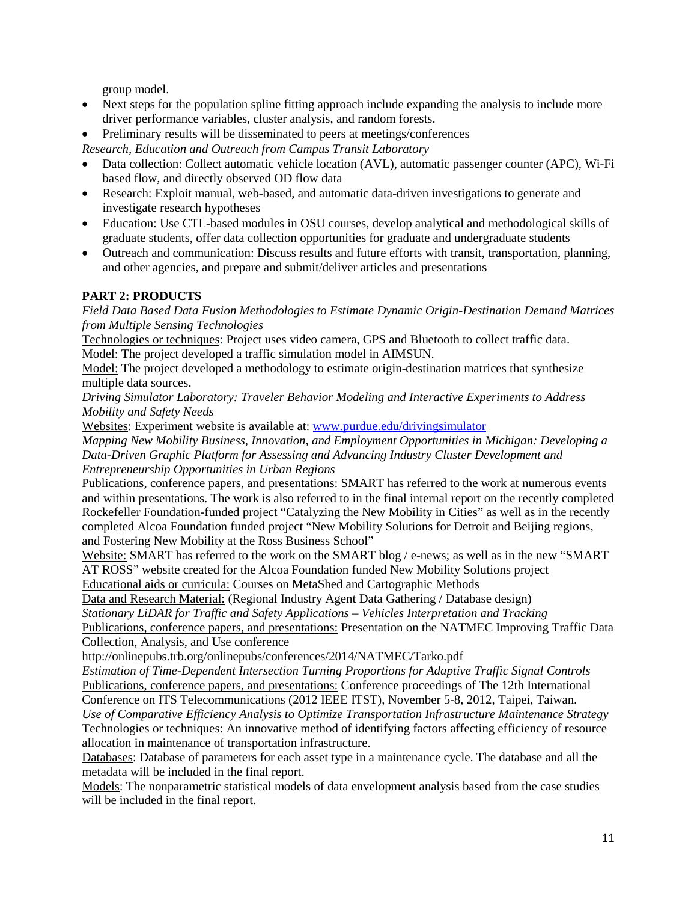group model.

- Next steps for the population spline fitting approach include expanding the analysis to include more driver performance variables, cluster analysis, and random forests.
- Preliminary results will be disseminated to peers at meetings/conferences

*Research, Education and Outreach from Campus Transit Laboratory*

- Data collection: Collect automatic vehicle location (AVL), automatic passenger counter (APC), Wi-Fi based flow, and directly observed OD flow data
- Research: Exploit manual, web-based, and automatic data-driven investigations to generate and investigate research hypotheses
- Education: Use CTL-based modules in OSU courses, develop analytical and methodological skills of graduate students, offer data collection opportunities for graduate and undergraduate students
- Outreach and communication: Discuss results and future efforts with transit, transportation, planning, and other agencies, and prepare and submit/deliver articles and presentations

**PART 2: PRODUCTS**

*Field Data Based Data Fusion Methodologies to Estimate Dynamic Origin-Destination Demand Matrices from Multiple Sensing Technologies*

Technologies or techniques: Project uses video camera, GPS and Bluetooth to collect traffic data.

Model: The project developed a traffic simulation model in AIMSUN.

Model: The project developed a methodology to estimate origin-destination matrices that synthesize multiple data sources.

*Driving Simulator Laboratory: Traveler Behavior Modeling and Interactive Experiments to Address Mobility and Safety Needs*

Websites: Experiment website is available at: [www.purdue.edu/drivingsimulator](www.purdue.edu/drivingsimulator)

*Mapping New Mobility Business, Innovation, and Employment Opportunities in Michigan: Developing a Data-Driven Graphic Platform for Assessing and Advancing Industry Cluster Development and Entrepreneurship Opportunities in Urban Regions*

Publications, conference papers, and presentations: SMART has referred to the work at numerous events and within presentations. The work is also referred to in the final internal report on the recently completed Rockefeller Foundation-funded project "Catalyzing the New Mobility in Cities" as well as in the recently completed Alcoa Foundation funded project "New Mobility Solutions for Detroit and Beijing regions, and Fostering New Mobility at the Ross Business School"

Website: SMART has referred to the work on the SMART blog / e-news; as well as in the new "SMART AT ROSS" website created for the Alcoa Foundation funded New Mobility Solutions project

Educational aids or curricula: Courses on MetaShed and Cartographic Methods

Data and Research Material: (Regional Industry Agent Data Gathering / Database design)

*Stationary LiDAR for Traffic and Safety Applications – Vehicles Interpretation and Tracking*

Publications, conference papers, and presentations: Presentation on the NATMEC Improving Traffic Data Collection, Analysis, and Use conference

http://onlinepubs.trb.org/onlinepubs/conferences/2014/NATMEC/Tarko.pdf

*Estimation of Time-Dependent Intersection Turning Proportions for Adaptive Traffic Signal Controls*

Publications, conference papers, and presentations: Conference proceedings of The 12th International Conference on ITS Telecommunications (2012 IEEE ITST), November 5-8, 2012, Taipei, Taiwan.

*Use of Comparative Efficiency Analysis to Optimize Transportation Infrastructure Maintenance Strategy*

Technologies or techniques: An innovative method of identifying factors affecting efficiency of resource allocation in maintenance of transportation infrastructure.

Databases: Database of parameters for each asset type in a maintenance cycle. The database and all the metadata will be included in the final report.

Models: The nonparametric statistical models of data envelopment analysis based from the case studies will be included in the final report.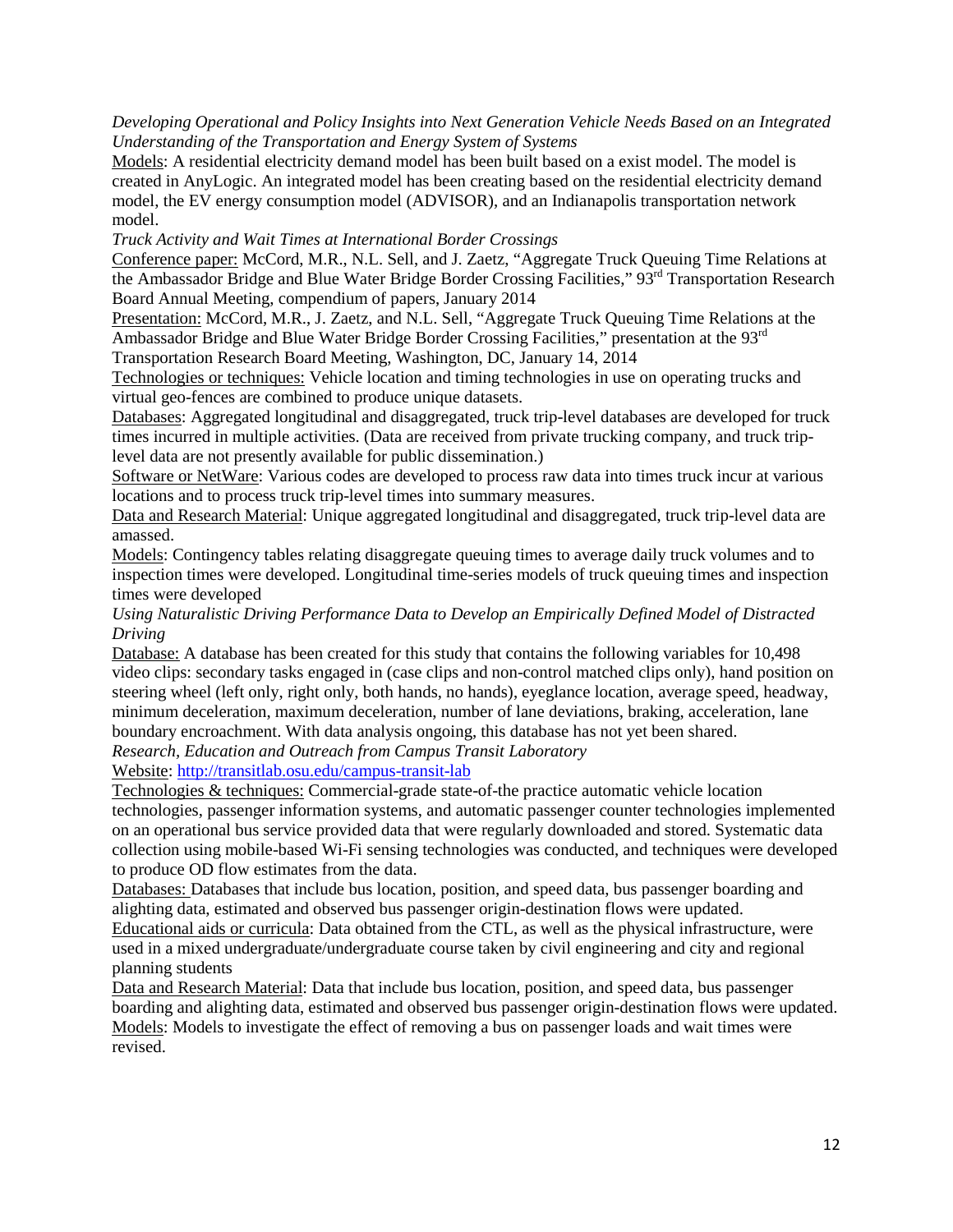*Developing Operational and Policy Insights into Next Generation Vehicle Needs Based on an Integrated Understanding of the Transportation and Energy System of Systems*

Models: A residential electricity demand model has been built based on a exist model. The model is created in AnyLogic. An integrated model has been creating based on the residential electricity demand model, the EV energy consumption model (ADVISOR), and an Indianapolis transportation network model.

*Truck Activity and Wait Times at International Border Crossings*

Conference paper: McCord, M.R., N.L. Sell, and J. Zaetz, "Aggregate Truck Queuing Time Relations at the Ambassador Bridge and Blue Water Bridge Border Crossing Facilities," 93rd Transportation Research Board Annual Meeting, compendium of papers, January 2014

Presentation: McCord, M.R., J. Zaetz, and N.L. Sell, "Aggregate Truck Queuing Time Relations at the Ambassador Bridge and Blue Water Bridge Border Crossing Facilities," presentation at the 93rd Transportation Research Board Meeting, Washington, DC, January 14, 2014

Technologies or techniques: Vehicle location and timing technologies in use on operating trucks and virtual geo-fences are combined to produce unique datasets.

Databases: Aggregated longitudinal and disaggregated, truck trip-level databases are developed for truck times incurred in multiple activities. (Data are received from private trucking company, and truck trip-level data are not presently available for public dissemination.)

Software or NetWare: Various codes are developed to process raw data into times truck incur at various locations and to process truck trip-level times into summary measures.

Data and Research Material: Unique aggregated longitudinal and disaggregated, truck trip-level data are amassed.

Models: Contingency tables relating disaggregate queuing times to average daily truck volumes and to inspection times were developed. Longitudinal time-series models of truck queuing times and inspection times were developed

*Using Naturalistic Driving Performance Data to Develop an Empirically Defined Model of Distracted Driving*

Database: A database has been created for this study that contains the following variables for 10,498 video clips: secondary tasks engaged in (case clips and non-control matched clips only), hand position on steering wheel (left only, right only, both hands, no hands), eyeglance location, average speed, headway, minimum deceleration, maximum deceleration, number of lane deviations, braking, acceleration, lane boundary encroachment. With data analysis ongoing, this database has not yet been shared.

*Research, Education and Outreach from Campus Transit Laboratory*

Website: http://transitlab.osu.edu/campus-transit-lab

Technologies & techniques: Commercial-grade state-of-the practice automatic vehicle location technologies, passenger information systems, and automatic passenger counter technologies implemented on an operational bus service provided data that were regularly downloaded and stored. Systematic data collection using mobile-based Wi-Fi sensing technologies was conducted, and techniques were developed to produce OD flow estimates from the data.

Databases: Databases that include bus location, position, and speed data, bus passenger boarding and alighting data, estimated and observed bus passenger origin-destination flows were updated.

Educational aids or curricula: Data obtained from the CTL, as well as the physical infrastructure, were used in a mixed undergraduate/undergraduate course taken by civil engineering and city and regional planning students

Data and Research Material: Data that include bus location, position, and speed data, bus passenger boarding and alighting data, estimated and observed bus passenger origin-destination flows were updated.

Models: Models to investigate the effect of removing a bus on passenger loads and wait times were revised.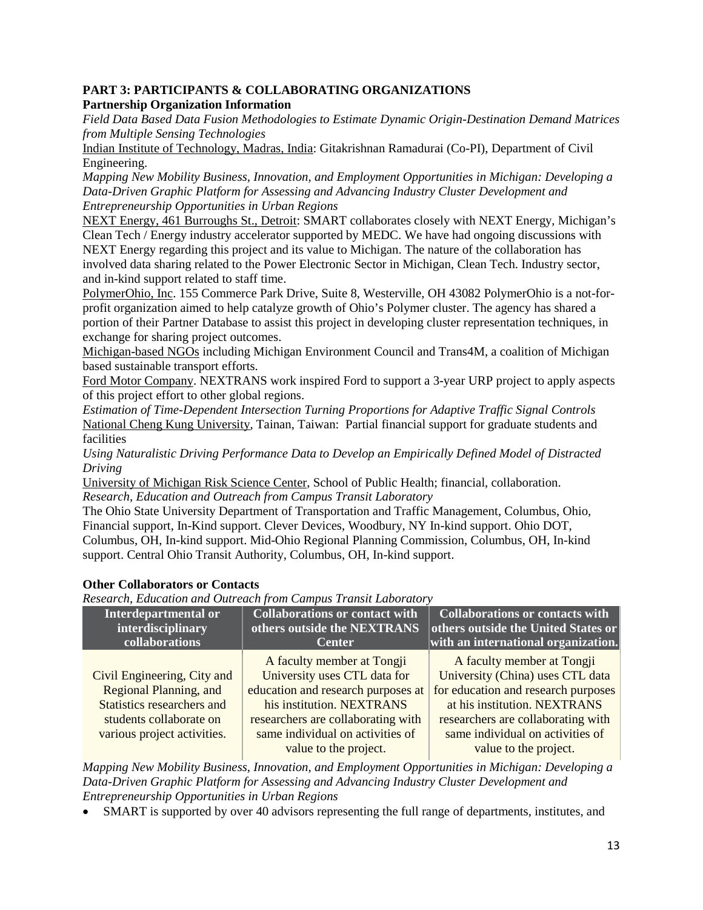**PART 3: PARTICIPANTS & COLLABORATING ORGANIZATIONS**

**Partnership Organization Information**

*Field Data Based Data Fusion Methodologies to Estimate Dynamic Origin-Destination Demand Matrices from Multiple Sensing Technologies*

Indian Institute of Technology, Madras, India: Gitakrishnan Ramadurai (Co-PI), Department of Civil Engineering.

*Mapping New Mobility Business, Innovation, and Employment Opportunities in Michigan: Developing a Data-Driven Graphic Platform for Assessing and Advancing Industry Cluster Development and Entrepreneurship Opportunities in Urban Regions*

NEXT Energy, 461 Burroughs St., Detroit: SMART collaborates closely with NEXT Energy, Michigan's Clean Tech / Energy industry accelerator supported by MEDC. We have had ongoing discussions with NEXT Energy regarding this project and its value to Michigan. The nature of the collaboration has involved data sharing related to the Power Electronic Sector in Michigan, Clean Tech. Industry sector, and in-kind support related to staff time.

PolymerOhio, Inc. 155 Commerce Park Drive, Suite 8, Westerville, OH 43082 PolymerOhio is a not-for-profit organization aimed to help catalyze growth of Ohio's Polymer cluster. The agency has shared a portion of their Partner Database to assist this project in developing cluster representation techniques, in exchange for sharing project outcomes.

Michigan-based NGOs including Michigan Environment Council and Trans4M, a coalition of Michigan based sustainable transport efforts.

Ford Motor Company. NEXTRANS work inspired Ford to support a 3-year URP project to apply aspects of this project effort to other global regions.

*Estimation of Time-Dependent Intersection Turning Proportions for Adaptive Traffic Signal Controls*

National Cheng Kung University, Tainan, Taiwan: Partial financial support for graduate students and facilities

*Using Naturalistic Driving Performance Data to Develop an Empirically Defined Model of Distracted Driving*

University of Michigan Risk Science Center, School of Public Health; financial, collaboration.

*Research, Education and Outreach from Campus Transit Laboratory*

The Ohio State University Department of Transportation and Traffic Management, Columbus, Ohio, Financial support, In-Kind support. Clever Devices, Woodbury, NY In-kind support. Ohio DOT, Columbus, OH, In-kind support. Mid-Ohio Regional Planning Commission, Columbus, OH, In-kind support. Central Ohio Transit Authority, Columbus, OH, In-kind support.

**Other Collaborators or Contacts**

*Research, Education and Outreach from Campus Transit Laboratory*

| Interdepartmental or interdisciplinary collaborations | Collaborations or contact with others outside the NEXTRANS Center | Collaborations or contacts with others outside the United States or with an international organization. |
|---|---|---|
| Civil Engineering, City and Regional Planning, and Statistics researchers and students collaborate on various project activities. | A faculty member at Tongji University uses CTL data for education and research purposes at his institution. NEXTRANS researchers are collaborating with same individual on activities of value to the project. | A faculty member at Tongji University (China) uses CTL data for education and research purposes at his institution. NEXTRANS researchers are collaborating with same individual on activities of value to the project. |

*Mapping New Mobility Business, Innovation, and Employment Opportunities in Michigan: Developing a Data-Driven Graphic Platform for Assessing and Advancing Industry Cluster Development and Entrepreneurship Opportunities in Urban Regions*

- SMART is supported by over 40 advisors representing the full range of departments, institutes, and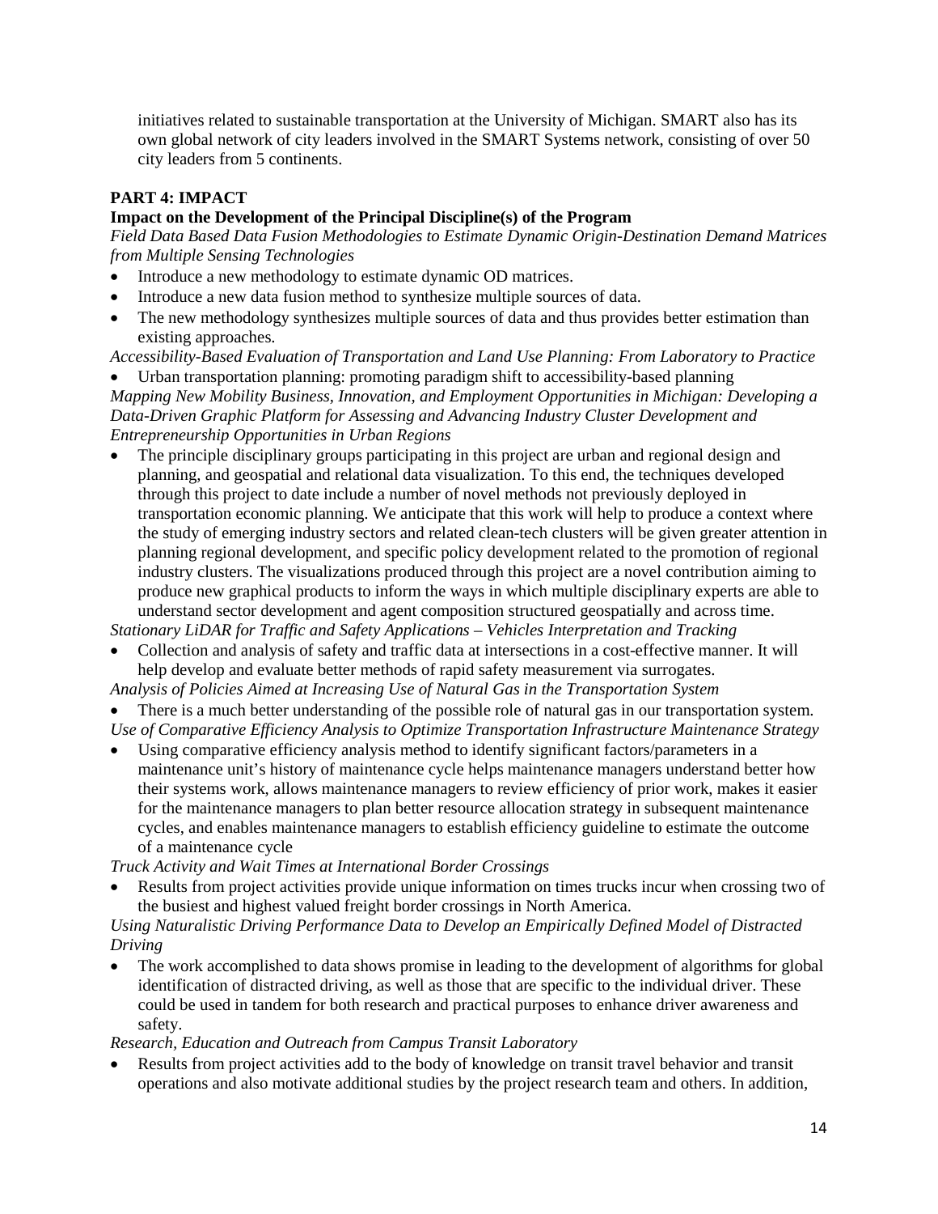initiatives related to sustainable transportation at the University of Michigan. SMART also has its own global network of city leaders involved in the SMART Systems network, consisting of over 50 city leaders from 5 continents.

## PART 4: IMPACT

### Impact on the Development of the Principal Discipline(s) of the Program

*Field Data Based Data Fusion Methodologies to Estimate Dynamic Origin-Destination Demand Matrices from Multiple Sensing Technologies*

- Introduce a new methodology to estimate dynamic OD matrices.
- Introduce a new data fusion method to synthesize multiple sources of data.
- The new methodology synthesizes multiple sources of data and thus provides better estimation than existing approaches.

*Accessibility-Based Evaluation of Transportation and Land Use Planning: From Laboratory to Practice*

- Urban transportation planning: promoting paradigm shift to accessibility-based planning

*Mapping New Mobility Business, Innovation, and Employment Opportunities in Michigan: Developing a Data-Driven Graphic Platform for Assessing and Advancing Industry Cluster Development and Entrepreneurship Opportunities in Urban Regions*

- The principle disciplinary groups participating in this project are urban and regional design and planning, and geospatial and relational data visualization. To this end, the techniques developed through this project to date include a number of novel methods not previously deployed in transportation economic planning. We anticipate that this work will help to produce a context where the study of emerging industry sectors and related clean-tech clusters will be given greater attention in planning regional development, and specific policy development related to the promotion of regional industry clusters. The visualizations produced through this project are a novel contribution aiming to produce new graphical products to inform the ways in which multiple disciplinary experts are able to understand sector development and agent composition structured geospatially and across time.

*Stationary LiDAR for Traffic and Safety Applications – Vehicles Interpretation and Tracking*

- Collection and analysis of safety and traffic data at intersections in a cost-effective manner. It will help develop and evaluate better methods of rapid safety measurement via surrogates.

*Analysis of Policies Aimed at Increasing Use of Natural Gas in the Transportation System*

- There is a much better understanding of the possible role of natural gas in our transportation system.

*Use of Comparative Efficiency Analysis to Optimize Transportation Infrastructure Maintenance Strategy*

- Using comparative efficiency analysis method to identify significant factors/parameters in a maintenance unit's history of maintenance cycle helps maintenance managers understand better how their systems work, allows maintenance managers to review efficiency of prior work, makes it easier for the maintenance managers to plan better resource allocation strategy in subsequent maintenance cycles, and enables maintenance managers to establish efficiency guideline to estimate the outcome of a maintenance cycle

*Truck Activity and Wait Times at International Border Crossings*

- Results from project activities provide unique information on times trucks incur when crossing two of the busiest and highest valued freight border crossings in North America.

*Using Naturalistic Driving Performance Data to Develop an Empirically Defined Model of Distracted Driving*

- The work accomplished to data shows promise in leading to the development of algorithms for global identification of distracted driving, as well as those that are specific to the individual driver. These could be used in tandem for both research and practical purposes to enhance driver awareness and safety.

*Research, Education and Outreach from Campus Transit Laboratory*

- Results from project activities add to the body of knowledge on transit travel behavior and transit operations and also motivate additional studies by the project research team and others. In addition,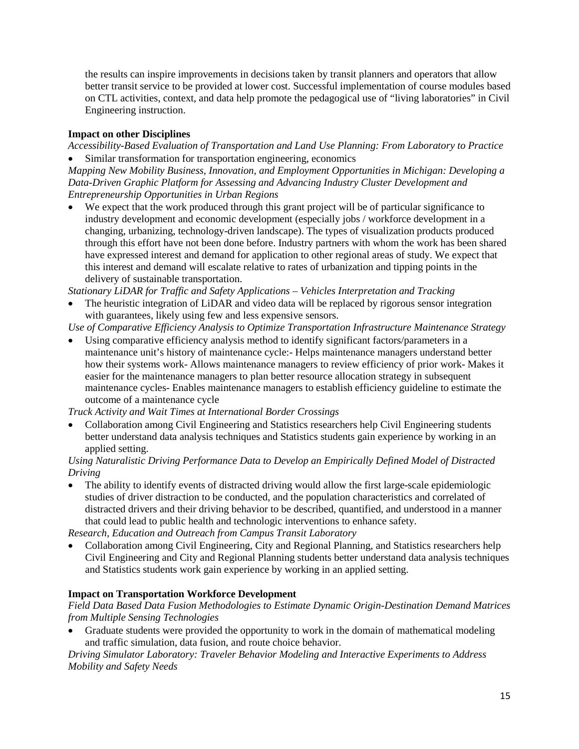the results can inspire improvements in decisions taken by transit planners and operators that allow better transit service to be provided at lower cost. Successful implementation of course modules based on CTL activities, context, and data help promote the pedagogical use of "living laboratories" in Civil Engineering instruction.

**Impact on other Disciplines**

*Accessibility-Based Evaluation of Transportation and Land Use Planning: From Laboratory to Practice*

- Similar transformation for transportation engineering, economics

*Mapping New Mobility Business, Innovation, and Employment Opportunities in Michigan: Developing a Data-Driven Graphic Platform for Assessing and Advancing Industry Cluster Development and Entrepreneurship Opportunities in Urban Regions*

- We expect that the work produced through this grant project will be of particular significance to industry development and economic development (especially jobs / workforce development in a changing, urbanizing, technology-driven landscape). The types of visualization products produced through this effort have not been done before. Industry partners with whom the work has been shared have expressed interest and demand for application to other regional areas of study. We expect that this interest and demand will escalate relative to rates of urbanization and tipping points in the delivery of sustainable transportation.

*Stationary LiDAR for Traffic and Safety Applications – Vehicles Interpretation and Tracking*

- The heuristic integration of LiDAR and video data will be replaced by rigorous sensor integration with guarantees, likely using few and less expensive sensors.

*Use of Comparative Efficiency Analysis to Optimize Transportation Infrastructure Maintenance Strategy*

- Using comparative efficiency analysis method to identify significant factors/parameters in a maintenance unit's history of maintenance cycle:- Helps maintenance managers understand better how their systems work- Allows maintenance managers to review efficiency of prior work- Makes it easier for the maintenance managers to plan better resource allocation strategy in subsequent maintenance cycles- Enables maintenance managers to establish efficiency guideline to estimate the outcome of a maintenance cycle

*Truck Activity and Wait Times at International Border Crossings*

- Collaboration among Civil Engineering and Statistics researchers help Civil Engineering students better understand data analysis techniques and Statistics students gain experience by working in an applied setting.

*Using Naturalistic Driving Performance Data to Develop an Empirically Defined Model of Distracted Driving*

- The ability to identify events of distracted driving would allow the first large-scale epidemiologic studies of driver distraction to be conducted, and the population characteristics and correlated of distracted drivers and their driving behavior to be described, quantified, and understood in a manner that could lead to public health and technologic interventions to enhance safety.

*Research, Education and Outreach from Campus Transit Laboratory*

- Collaboration among Civil Engineering, City and Regional Planning, and Statistics researchers help Civil Engineering and City and Regional Planning students better understand data analysis techniques and Statistics students work gain experience by working in an applied setting.

**Impact on Transportation Workforce Development**

*Field Data Based Data Fusion Methodologies to Estimate Dynamic Origin-Destination Demand Matrices from Multiple Sensing Technologies*

- Graduate students were provided the opportunity to work in the domain of mathematical modeling and traffic simulation, data fusion, and route choice behavior.

*Driving Simulator Laboratory: Traveler Behavior Modeling and Interactive Experiments to Address Mobility and Safety Needs*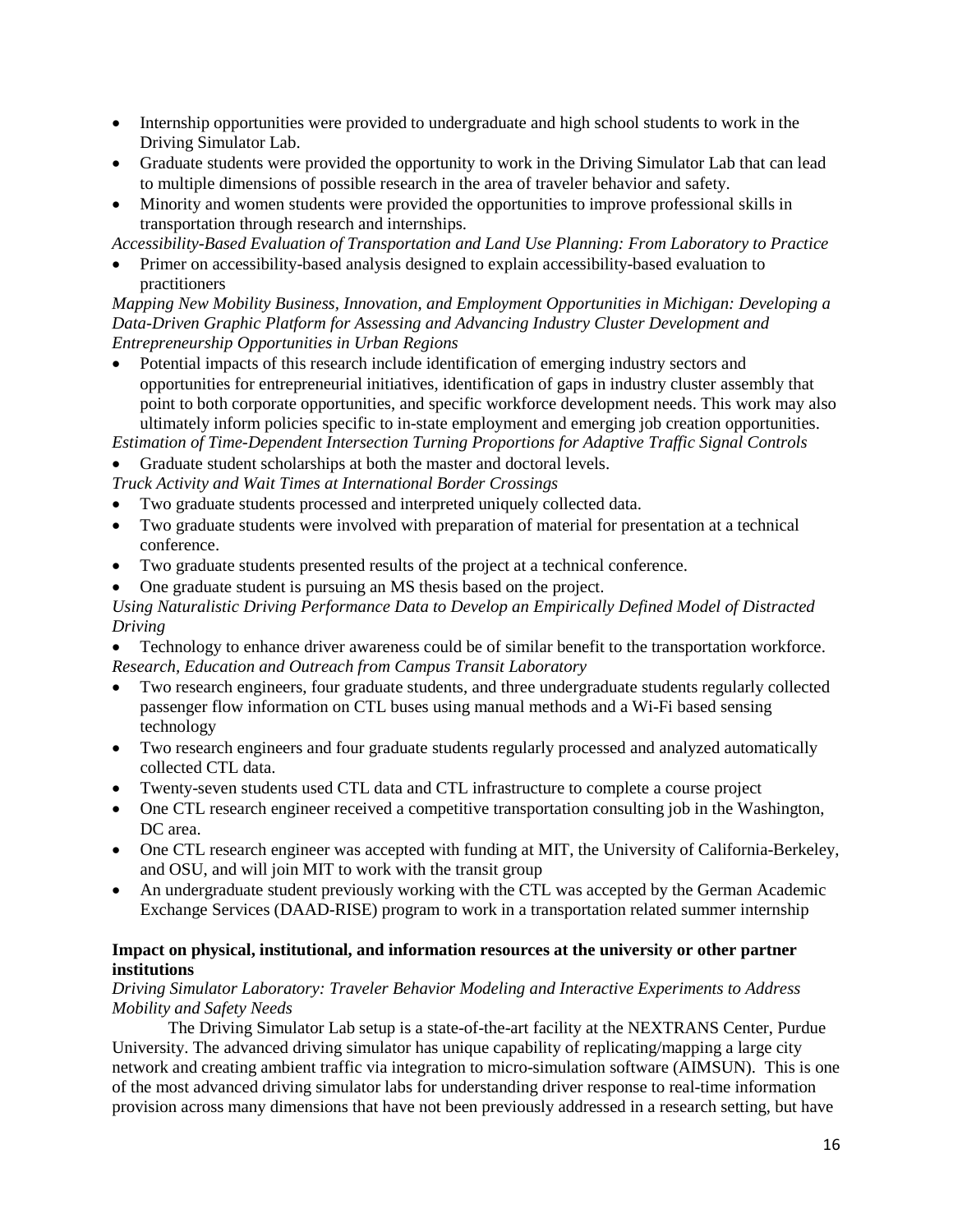- Internship opportunities were provided to undergraduate and high school students to work in the Driving Simulator Lab.
- Graduate students were provided the opportunity to work in the Driving Simulator Lab that can lead to multiple dimensions of possible research in the area of traveler behavior and safety.
- Minority and women students were provided the opportunities to improve professional skills in transportation through research and internships.

*Accessibility-Based Evaluation of Transportation and Land Use Planning: From Laboratory to Practice*

- Primer on accessibility-based analysis designed to explain accessibility-based evaluation to practitioners

*Mapping New Mobility Business, Innovation, and Employment Opportunities in Michigan: Developing a Data-Driven Graphic Platform for Assessing and Advancing Industry Cluster Development and Entrepreneurship Opportunities in Urban Regions*

- Potential impacts of this research include identification of emerging industry sectors and opportunities for entrepreneurial initiatives, identification of gaps in industry cluster assembly that point to both corporate opportunities, and specific workforce development needs. This work may also ultimately inform policies specific to in-state employment and emerging job creation opportunities.

*Estimation of Time-Dependent Intersection Turning Proportions for Adaptive Traffic Signal Controls*

- Graduate student scholarships at both the master and doctoral levels.

*Truck Activity and Wait Times at International Border Crossings*

- Two graduate students processed and interpreted uniquely collected data.
- Two graduate students were involved with preparation of material for presentation at a technical conference.
- Two graduate students presented results of the project at a technical conference.
- One graduate student is pursuing an MS thesis based on the project.

*Using Naturalistic Driving Performance Data to Develop an Empirically Defined Model of Distracted Driving*

- Technology to enhance driver awareness could be of similar benefit to the transportation workforce.

*Research, Education and Outreach from Campus Transit Laboratory*

- Two research engineers, four graduate students, and three undergraduate students regularly collected passenger flow information on CTL buses using manual methods and a Wi-Fi based sensing technology
- Two research engineers and four graduate students regularly processed and analyzed automatically collected CTL data.
- Twenty-seven students used CTL data and CTL infrastructure to complete a course project
- One CTL research engineer received a competitive transportation consulting job in the Washington, DC area.
- One CTL research engineer was accepted with funding at MIT, the University of California-Berkeley, and OSU, and will join MIT to work with the transit group
- An undergraduate student previously working with the CTL was accepted by the German Academic Exchange Services (DAAD-RISE) program to work in a transportation related summer internship

**Impact on physical, institutional, and information resources at the university or other partner institutions**

*Driving Simulator Laboratory: Traveler Behavior Modeling and Interactive Experiments to Address Mobility and Safety Needs*

The Driving Simulator Lab setup is a state-of-the-art facility at the NEXTRANS Center, Purdue University. The advanced driving simulator has unique capability of replicating/mapping a large city network and creating ambient traffic via integration to micro-simulation software (AIMSUN). This is one of the most advanced driving simulator labs for understanding driver response to real-time information provision across many dimensions that have not been previously addressed in a research setting, but have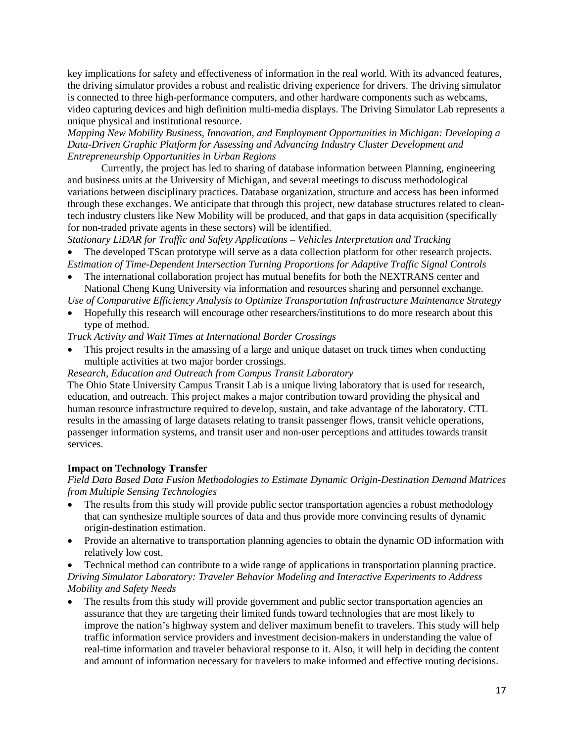key implications for safety and effectiveness of information in the real world. With its advanced features, the driving simulator provides a robust and realistic driving experience for drivers. The driving simulator is connected to three high-performance computers, and other hardware components such as webcams, video capturing devices and high definition multi-media displays. The Driving Simulator Lab represents a unique physical and institutional resource.

*Mapping New Mobility Business, Innovation, and Employment Opportunities in Michigan: Developing a Data-Driven Graphic Platform for Assessing and Advancing Industry Cluster Development and Entrepreneurship Opportunities in Urban Regions*

Currently, the project has led to sharing of database information between Planning, engineering and business units at the University of Michigan, and several meetings to discuss methodological variations between disciplinary practices. Database organization, structure and access has been informed through these exchanges. We anticipate that through this project, new database structures related to clean-tech industry clusters like New Mobility will be produced, and that gaps in data acquisition (specifically for non-traded private agents in these sectors) will be identified.

*Stationary LiDAR for Traffic and Safety Applications – Vehicles Interpretation and Tracking*

- The developed TScan prototype will serve as a data collection platform for other research projects.

*Estimation of Time-Dependent Intersection Turning Proportions for Adaptive Traffic Signal Controls*

- The international collaboration project has mutual benefits for both the NEXTRANS center and National Cheng Kung University via information and resources sharing and personnel exchange.

*Use of Comparative Efficiency Analysis to Optimize Transportation Infrastructure Maintenance Strategy*

- Hopefully this research will encourage other researchers/institutions to do more research about this type of method.

*Truck Activity and Wait Times at International Border Crossings*

- This project results in the amassing of a large and unique dataset on truck times when conducting multiple activities at two major border crossings.

*Research, Education and Outreach from Campus Transit Laboratory*

The Ohio State University Campus Transit Lab is a unique living laboratory that is used for research, education, and outreach. This project makes a major contribution toward providing the physical and human resource infrastructure required to develop, sustain, and take advantage of the laboratory. CTL results in the amassing of large datasets relating to transit passenger flows, transit vehicle operations, passenger information systems, and transit user and non-user perceptions and attitudes towards transit services.

**Impact on Technology Transfer**

*Field Data Based Data Fusion Methodologies to Estimate Dynamic Origin-Destination Demand Matrices from Multiple Sensing Technologies*

- The results from this study will provide public sector transportation agencies a robust methodology that can synthesize multiple sources of data and thus provide more convincing results of dynamic origin-destination estimation.
- Provide an alternative to transportation planning agencies to obtain the dynamic OD information with relatively low cost.
- Technical method can contribute to a wide range of applications in transportation planning practice.

*Driving Simulator Laboratory: Traveler Behavior Modeling and Interactive Experiments to Address Mobility and Safety Needs*

- The results from this study will provide government and public sector transportation agencies an assurance that they are targeting their limited funds toward technologies that are most likely to improve the nation's highway system and deliver maximum benefit to travelers. This study will help traffic information service providers and investment decision-makers in understanding the value of real-time information and traveler behavioral response to it. Also, it will help in deciding the content and amount of information necessary for travelers to make informed and effective routing decisions.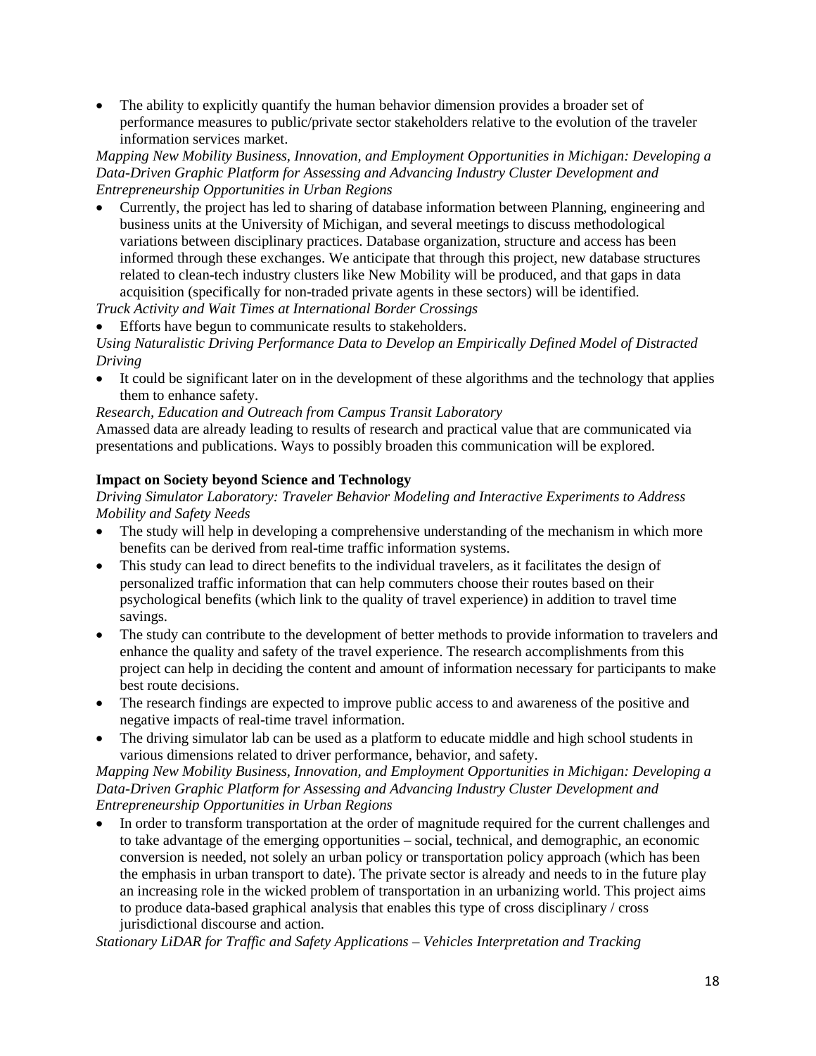- The ability to explicitly quantify the human behavior dimension provides a broader set of performance measures to public/private sector stakeholders relative to the evolution of the traveler information services market.

*Mapping New Mobility Business, Innovation, and Employment Opportunities in Michigan: Developing a Data-Driven Graphic Platform for Assessing and Advancing Industry Cluster Development and Entrepreneurship Opportunities in Urban Regions*

- Currently, the project has led to sharing of database information between Planning, engineering and business units at the University of Michigan, and several meetings to discuss methodological variations between disciplinary practices. Database organization, structure and access has been informed through these exchanges. We anticipate that through this project, new database structures related to clean-tech industry clusters like New Mobility will be produced, and that gaps in data acquisition (specifically for non-traded private agents in these sectors) will be identified.

*Truck Activity and Wait Times at International Border Crossings*

- Efforts have begun to communicate results to stakeholders.

*Using Naturalistic Driving Performance Data to Develop an Empirically Defined Model of Distracted Driving*

- It could be significant later on in the development of these algorithms and the technology that applies them to enhance safety.

*Research, Education and Outreach from Campus Transit Laboratory*

Amassed data are already leading to results of research and practical value that are communicated via presentations and publications. Ways to possibly broaden this communication will be explored.

**Impact on Society beyond Science and Technology**

*Driving Simulator Laboratory: Traveler Behavior Modeling and Interactive Experiments to Address Mobility and Safety Needs*

- The study will help in developing a comprehensive understanding of the mechanism in which more benefits can be derived from real-time traffic information systems.
- This study can lead to direct benefits to the individual travelers, as it facilitates the design of personalized traffic information that can help commuters choose their routes based on their psychological benefits (which link to the quality of travel experience) in addition to travel time savings.
- The study can contribute to the development of better methods to provide information to travelers and enhance the quality and safety of the travel experience. The research accomplishments from this project can help in deciding the content and amount of information necessary for participants to make best route decisions.
- The research findings are expected to improve public access to and awareness of the positive and negative impacts of real-time travel information.
- The driving simulator lab can be used as a platform to educate middle and high school students in various dimensions related to driver performance, behavior, and safety.

*Mapping New Mobility Business, Innovation, and Employment Opportunities in Michigan: Developing a Data-Driven Graphic Platform for Assessing and Advancing Industry Cluster Development and Entrepreneurship Opportunities in Urban Regions*

- In order to transform transportation at the order of magnitude required for the current challenges and to take advantage of the emerging opportunities – social, technical, and demographic, an economic conversion is needed, not solely an urban policy or transportation policy approach (which has been the emphasis in urban transport to date). The private sector is already and needs to in the future play an increasing role in the wicked problem of transportation in an urbanizing world. This project aims to produce data-based graphical analysis that enables this type of cross disciplinary / cross jurisdictional discourse and action.

*Stationary LiDAR for Traffic and Safety Applications – Vehicles Interpretation and Tracking*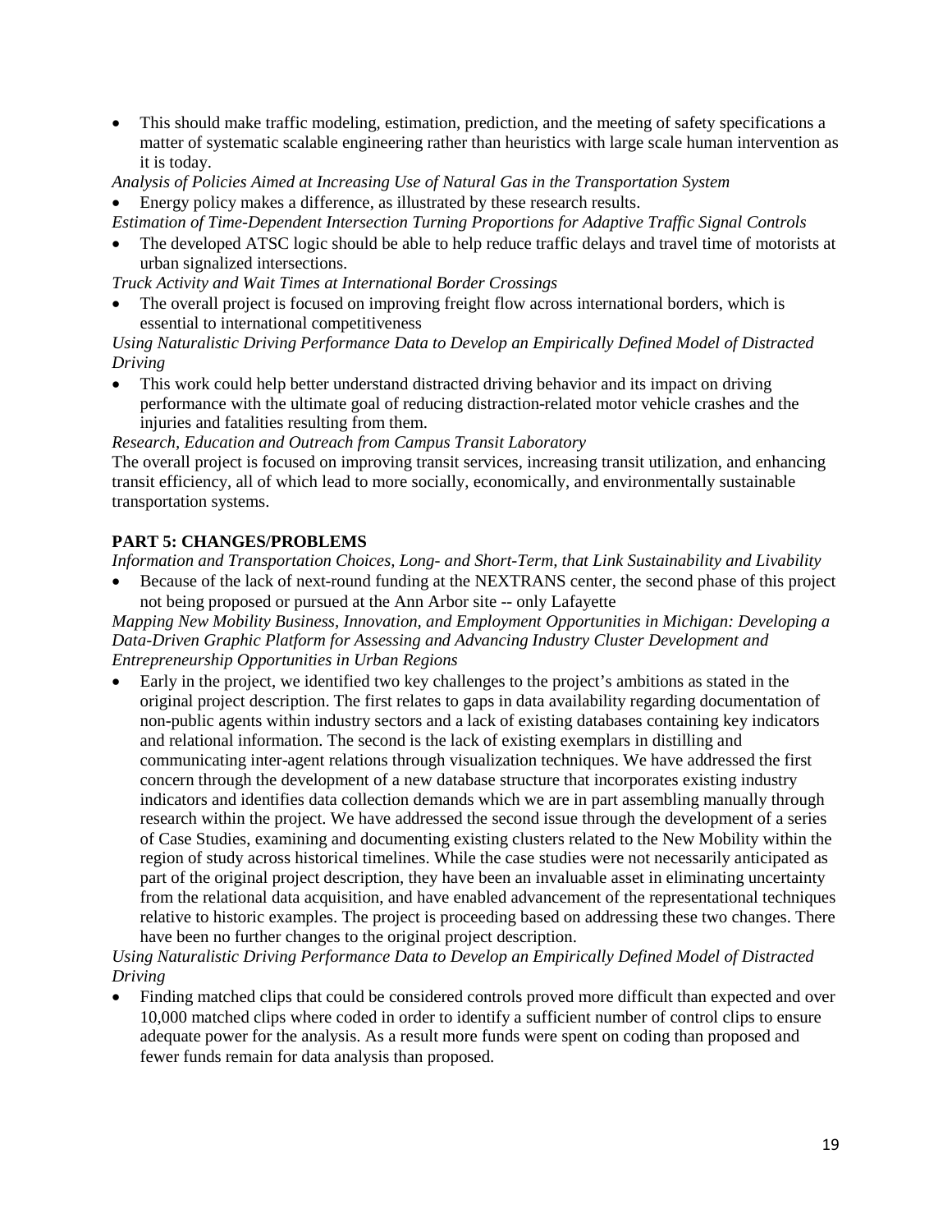- This should make traffic modeling, estimation, prediction, and the meeting of safety specifications a matter of systematic scalable engineering rather than heuristics with large scale human intervention as it is today.

*Analysis of Policies Aimed at Increasing Use of Natural Gas in the Transportation System*

- Energy policy makes a difference, as illustrated by these research results.

*Estimation of Time-Dependent Intersection Turning Proportions for Adaptive Traffic Signal Controls*

- The developed ATSC logic should be able to help reduce traffic delays and travel time of motorists at urban signalized intersections.

*Truck Activity and Wait Times at International Border Crossings*

- The overall project is focused on improving freight flow across international borders, which is essential to international competitiveness

*Using Naturalistic Driving Performance Data to Develop an Empirically Defined Model of Distracted Driving*

- This work could help better understand distracted driving behavior and its impact on driving performance with the ultimate goal of reducing distraction-related motor vehicle crashes and the injuries and fatalities resulting from them.

*Research, Education and Outreach from Campus Transit Laboratory*

The overall project is focused on improving transit services, increasing transit utilization, and enhancing transit efficiency, all of which lead to more socially, economically, and environmentally sustainable transportation systems.

**PART 5: CHANGES/PROBLEMS**

*Information and Transportation Choices, Long- and Short-Term, that Link Sustainability and Livability*

- Because of the lack of next-round funding at the NEXTRANS center, the second phase of this project not being proposed or pursued at the Ann Arbor site -- only Lafayette

*Mapping New Mobility Business, Innovation, and Employment Opportunities in Michigan: Developing a Data-Driven Graphic Platform for Assessing and Advancing Industry Cluster Development and Entrepreneurship Opportunities in Urban Regions*

- Early in the project, we identified two key challenges to the project's ambitions as stated in the original project description. The first relates to gaps in data availability regarding documentation of non-public agents within industry sectors and a lack of existing databases containing key indicators and relational information. The second is the lack of existing exemplars in distilling and communicating inter-agent relations through visualization techniques. We have addressed the first concern through the development of a new database structure that incorporates existing industry indicators and identifies data collection demands which we are in part assembling manually through research within the project. We have addressed the second issue through the development of a series of Case Studies, examining and documenting existing clusters related to the New Mobility within the region of study across historical timelines. While the case studies were not necessarily anticipated as part of the original project description, they have been an invaluable asset in eliminating uncertainty from the relational data acquisition, and have enabled advancement of the representational techniques relative to historic examples. The project is proceeding based on addressing these two changes. There have been no further changes to the original project description.

*Using Naturalistic Driving Performance Data to Develop an Empirically Defined Model of Distracted Driving*

- Finding matched clips that could be considered controls proved more difficult than expected and over 10,000 matched clips where coded in order to identify a sufficient number of control clips to ensure adequate power for the analysis. As a result more funds were spent on coding than proposed and fewer funds remain for data analysis than proposed.